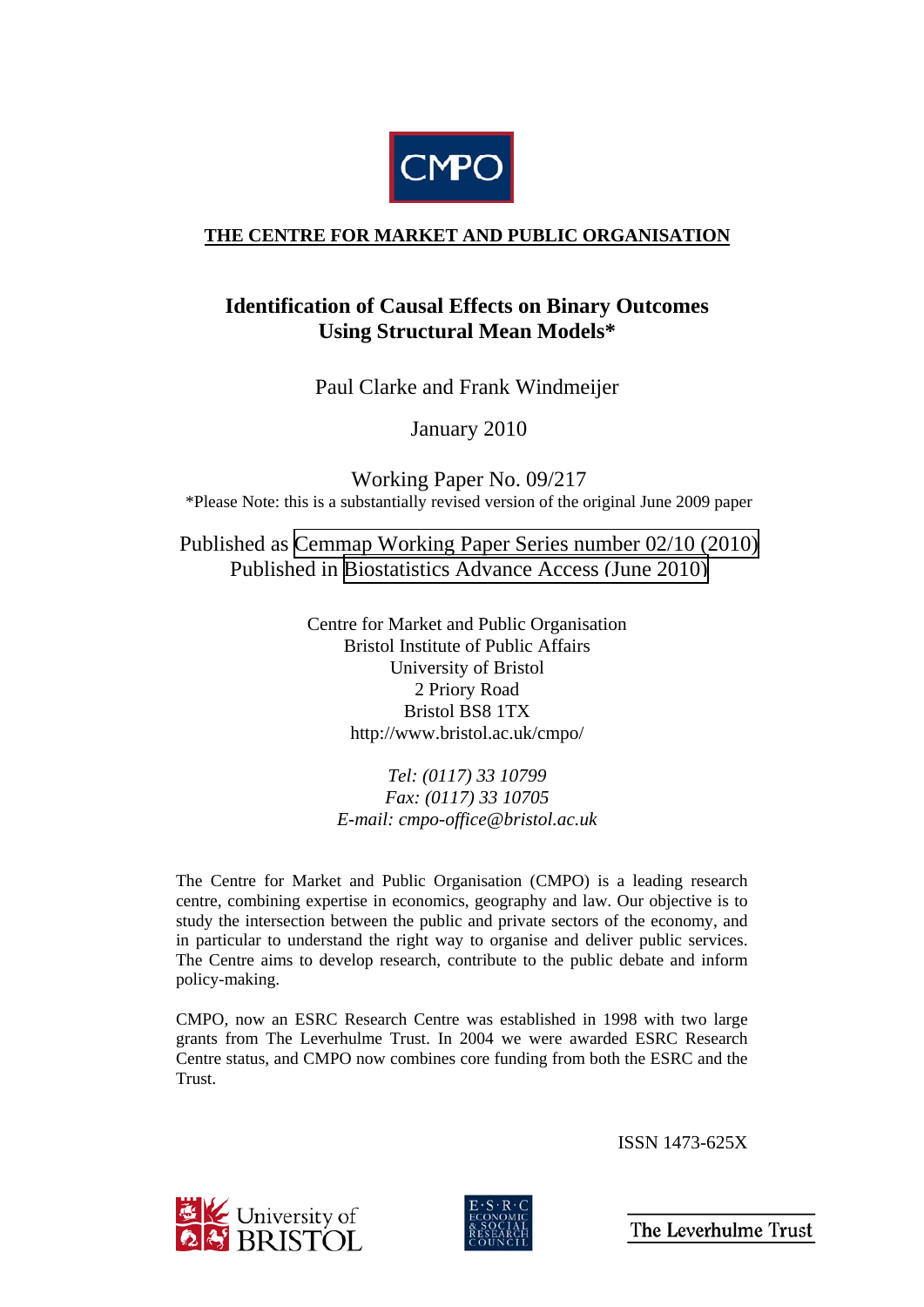CMPO

**THE CENTRE FOR MARKET AND PUBLIC ORGANISATION**

# Identification of Causal Effects on Binary Outcomes Using Structural Mean Models*

Paul Clarke and Frank Windmeijer

January 2010

Working Paper No. 09/217

*Please Note: this is a substantially revised version of the original June 2009 paper

Published as Cemmap Working Paper Series number 02/10 (2010)
Published in Biostatistics Advance Access (June 2010)

Centre for Market and Public Organisation
Bristol Institute of Public Affairs
University of Bristol
2 Priory Road
Bristol BS8 1TX
http://www.bristol.ac.uk/cmpo/

*Tel: (0117) 33 10799*
*Fax: (0117) 33 10705*
*E-mail: cmpo-office@bristol.ac.uk*

The Centre for Market and Public Organisation (CMPO) is a leading research centre, combining expertise in economics, geography and law. Our objective is to study the intersection between the public and private sectors of the economy, and in particular to understand the right way to organise and deliver public services. The Centre aims to develop research, contribute to the public debate and inform policy-making.

CMPO, now an ESRC Research Centre was established in 1998 with two large grants from The Leverhulme Trust. In 2004 we were awarded ESRC Research Centre status, and CMPO now combines core funding from both the ESRC and the Trust.

ISSN 1473-625X

University of Bristol · E·S·R·C Economic & Social Research Council · The Leverhulme Trust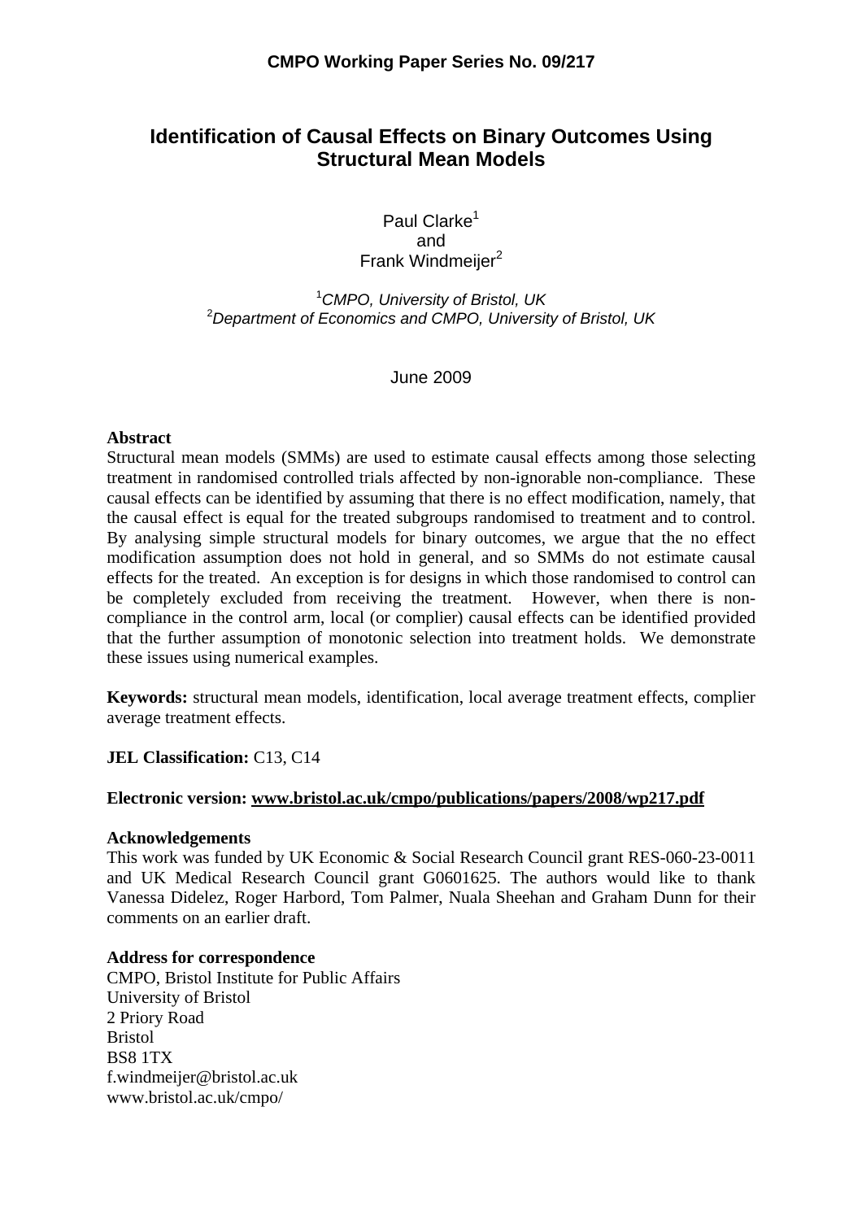**CMPO Working Paper Series No. 09/217**

# Identification of Causal Effects on Binary Outcomes Using Structural Mean Models

Paul Clarke[1]
and
Frank Windmeijer[2]

[1] *CMPO, University of Bristol, UK*
[2] *Department of Economics and CMPO, University of Bristol, UK*

June 2009

**Abstract**

Structural mean models (SMMs) are used to estimate causal effects among those selecting treatment in randomised controlled trials affected by non-ignorable non-compliance. These causal effects can be identified by assuming that there is no effect modification, namely, that the causal effect is equal for the treated subgroups randomised to treatment and to control. By analysing simple structural models for binary outcomes, we argue that the no effect modification assumption does not hold in general, and so SMMs do not estimate causal effects for the treated. An exception is for designs in which those randomised to control can be completely excluded from receiving the treatment. However, when there is non-compliance in the control arm, local (or complier) causal effects can be identified provided that the further assumption of monotonic selection into treatment holds. We demonstrate these issues using numerical examples.

**Keywords:** structural mean models, identification, local average treatment effects, complier average treatment effects.

**JEL Classification:** C13, C14

**Electronic version: www.bristol.ac.uk/cmpo/publications/papers/2008/wp217.pdf**

**Acknowledgements**

This work was funded by UK Economic & Social Research Council grant RES-060-23-0011 and UK Medical Research Council grant G0601625. The authors would like to thank Vanessa Didelez, Roger Harbord, Tom Palmer, Nuala Sheehan and Graham Dunn for their comments on an earlier draft.

**Address for correspondence**

CMPO, Bristol Institute for Public Affairs
University of Bristol
2 Priory Road
Bristol
BS8 1TX
f.windmeijer@bristol.ac.uk
www.bristol.ac.uk/cmpo/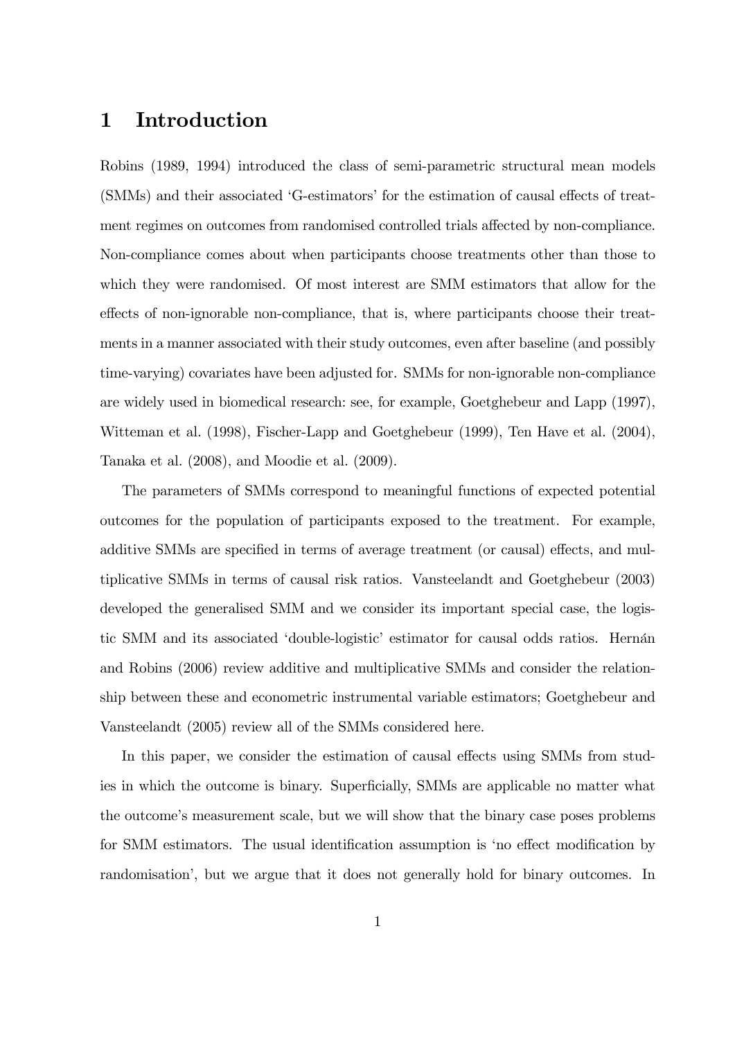# 1 Introduction

Robins (1989, 1994) introduced the class of semi-parametric structural mean models (SMMs) and their associated 'G-estimators' for the estimation of causal effects of treatment regimes on outcomes from randomised controlled trials affected by non-compliance. Non-compliance comes about when participants choose treatments other than those to which they were randomised. Of most interest are SMM estimators that allow for the effects of non-ignorable non-compliance, that is, where participants choose their treatments in a manner associated with their study outcomes, even after baseline (and possibly time-varying) covariates have been adjusted for. SMMs for non-ignorable non-compliance are widely used in biomedical research: see, for example, Goetghebeur and Lapp (1997), Witteman et al. (1998), Fischer-Lapp and Goetghebeur (1999), Ten Have et al. (2004), Tanaka et al. (2008), and Moodie et al. (2009).

The parameters of SMMs correspond to meaningful functions of expected potential outcomes for the population of participants exposed to the treatment. For example, additive SMMs are specified in terms of average treatment (or causal) effects, and multiplicative SMMs in terms of causal risk ratios. Vansteelandt and Goetghebeur (2003) developed the generalised SMM and we consider its important special case, the logistic SMM and its associated 'double-logistic' estimator for causal odds ratios. Hernán and Robins (2006) review additive and multiplicative SMMs and consider the relationship between these and econometric instrumental variable estimators; Goetghebeur and Vansteelandt (2005) review all of the SMMs considered here.

In this paper, we consider the estimation of causal effects using SMMs from studies in which the outcome is binary. Superficially, SMMs are applicable no matter what the outcome's measurement scale, but we will show that the binary case poses problems for SMM estimators. The usual identification assumption is 'no effect modification by randomisation', but we argue that it does not generally hold for binary outcomes. In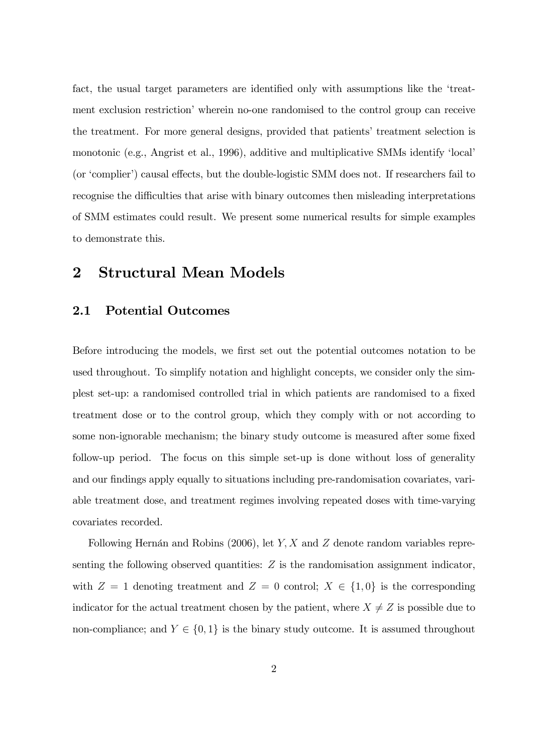fact, the usual target parameters are identified only with assumptions like the 'treatment exclusion restriction' wherein no-one randomised to the control group can receive the treatment. For more general designs, provided that patients' treatment selection is monotonic (e.g., Angrist et al., 1996), additive and multiplicative SMMs identify 'local' (or 'complier') causal effects, but the double-logistic SMM does not. If researchers fail to recognise the difficulties that arise with binary outcomes then misleading interpretations of SMM estimates could result. We present some numerical results for simple examples to demonstrate this.

## 2 Structural Mean Models

### 2.1 Potential Outcomes

Before introducing the models, we first set out the potential outcomes notation to be used throughout. To simplify notation and highlight concepts, we consider only the simplest set-up: a randomised controlled trial in which patients are randomised to a fixed treatment dose or to the control group, which they comply with or not according to some non-ignorable mechanism; the binary study outcome is measured after some fixed follow-up period. The focus on this simple set-up is done without loss of generality and our findings apply equally to situations including pre-randomisation covariates, variable treatment dose, and treatment regimes involving repeated doses with time-varying covariates recorded.

Following Hernán and Robins (2006), let $Y, X$ and $Z$ denote random variables representing the following observed quantities: $Z$ is the randomisation assignment indicator, with $Z = 1$ denoting treatment and $Z = 0$ control; $X \in \{1, 0\}$ is the corresponding indicator for the actual treatment chosen by the patient, where $X \neq Z$ is possible due to non-compliance; and $Y \in \{0, 1\}$ is the binary study outcome. It is assumed throughout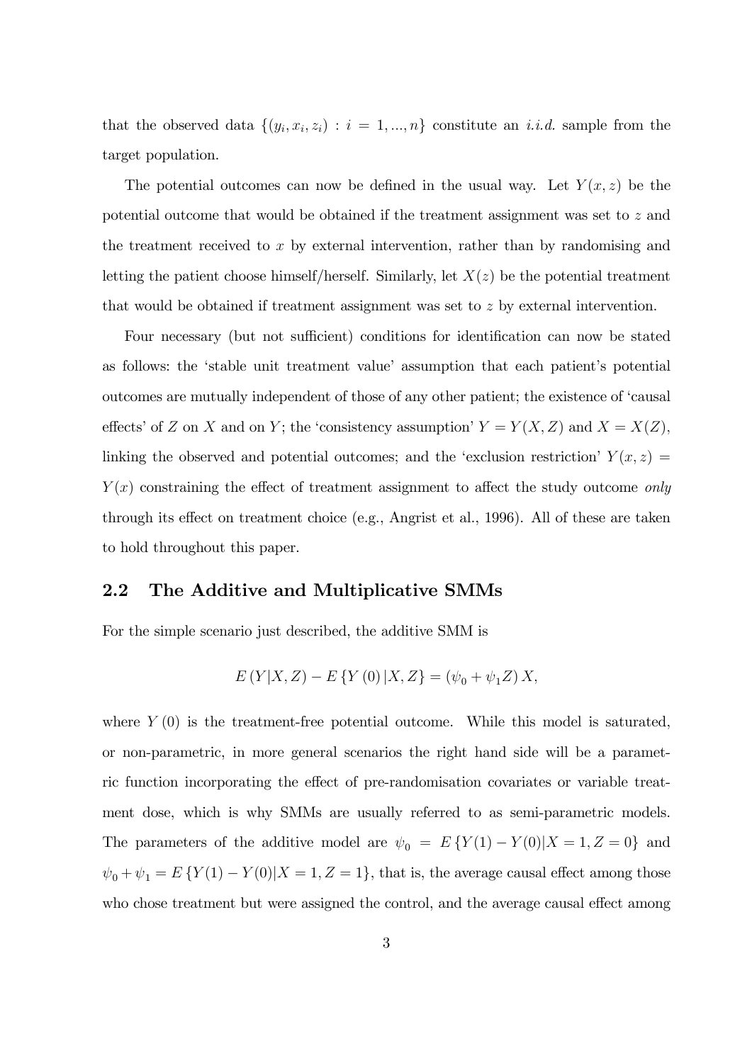that the observed data $\{(y_i, x_i, z_i) : i = 1, ..., n\}$ constitute an *i.i.d.* sample from the target population.

The potential outcomes can now be defined in the usual way. Let $Y(x, z)$ be the potential outcome that would be obtained if the treatment assignment was set to $z$ and the treatment received to $x$ by external intervention, rather than by randomising and letting the patient choose himself/herself. Similarly, let $X(z)$ be the potential treatment that would be obtained if treatment assignment was set to $z$ by external intervention.

Four necessary (but not sufficient) conditions for identification can now be stated as follows: the 'stable unit treatment value' assumption that each patient's potential outcomes are mutually independent of those of any other patient; the existence of 'causal effects' of $Z$ on $X$ and on $Y$; the 'consistency assumption' $Y = Y(X, Z)$ and $X = X(Z)$, linking the observed and potential outcomes; and the 'exclusion restriction' $Y(x, z) = Y(x)$ constraining the effect of treatment assignment to affect the study outcome *only* through its effect on treatment choice (e.g., Angrist et al., 1996). All of these are taken to hold throughout this paper.

## 2.2 The Additive and Multiplicative SMMs

For the simple scenario just described, the additive SMM is

$$E(Y|X, Z) - E\{Y(0)|X, Z\} = (\psi_0 + \psi_1 Z) X,$$

where $Y(0)$ is the treatment-free potential outcome. While this model is saturated, or non-parametric, in more general scenarios the right hand side will be a parametric function incorporating the effect of pre-randomisation covariates or variable treatment dose, which is why SMMs are usually referred to as semi-parametric models. The parameters of the additive model are $\psi_0 = E\{Y(1) - Y(0)|X = 1, Z = 0\}$ and $\psi_0 + \psi_1 = E\{Y(1) - Y(0)|X = 1, Z = 1\}$, that is, the average causal effect among those who chose treatment but were assigned the control, and the average causal effect among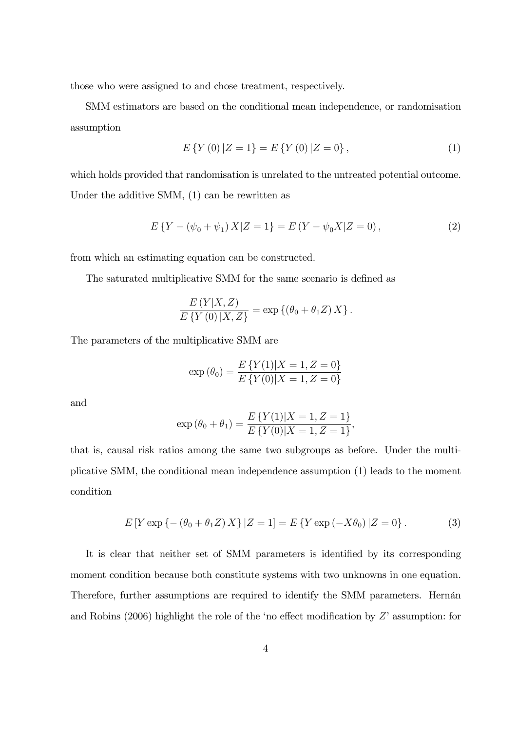those who were assigned to and chose treatment, respectively.

SMM estimators are based on the conditional mean independence, or randomisation assumption

$$E\left\{Y\left(0\right)|Z=1\right\}=E\left\{Y\left(0\right)|Z=0\right\}, \tag{1}$$

which holds provided that randomisation is unrelated to the untreated potential outcome. Under the additive SMM, (1) can be rewritten as

$$E\left\{Y-\left(\psi_0+\psi_1\right)X|Z=1\right\}=E\left(Y-\psi_0 X|Z=0\right), \tag{2}$$

from which an estimating equation can be constructed.

The saturated multiplicative SMM for the same scenario is defined as

$$\frac{E\left(Y|X,Z\right)}{E\left\{Y\left(0\right)|X,Z\right\}}=\exp\left\{\left(\theta_0+\theta_1 Z\right)X\right\}.$$

The parameters of the multiplicative SMM are

$$\exp\left(\theta_0\right)=\frac{E\left\{Y(1)|X=1,Z=0\right\}}{E\left\{Y(0)|X=1,Z=0\right\}}$$

and

$$\exp\left(\theta_0+\theta_1\right)=\frac{E\left\{Y(1)|X=1,Z=1\right\}}{E\left\{Y(0)|X=1,Z=1\right\}},$$

that is, causal risk ratios among the same two subgroups as before. Under the multiplicative SMM, the conditional mean independence assumption (1) leads to the moment condition

$$E\left[Y\exp\left\{-\left(\theta_0+\theta_1 Z\right)X\right\}|Z=1\right]=E\left\{Y\exp\left(-X\theta_0\right)|Z=0\right\}. \tag{3}$$

It is clear that neither set of SMM parameters is identified by its corresponding moment condition because both constitute systems with two unknowns in one equation. Therefore, further assumptions are required to identify the SMM parameters. Hernán and Robins (2006) highlight the role of the 'no effect modification by $Z$' assumption: for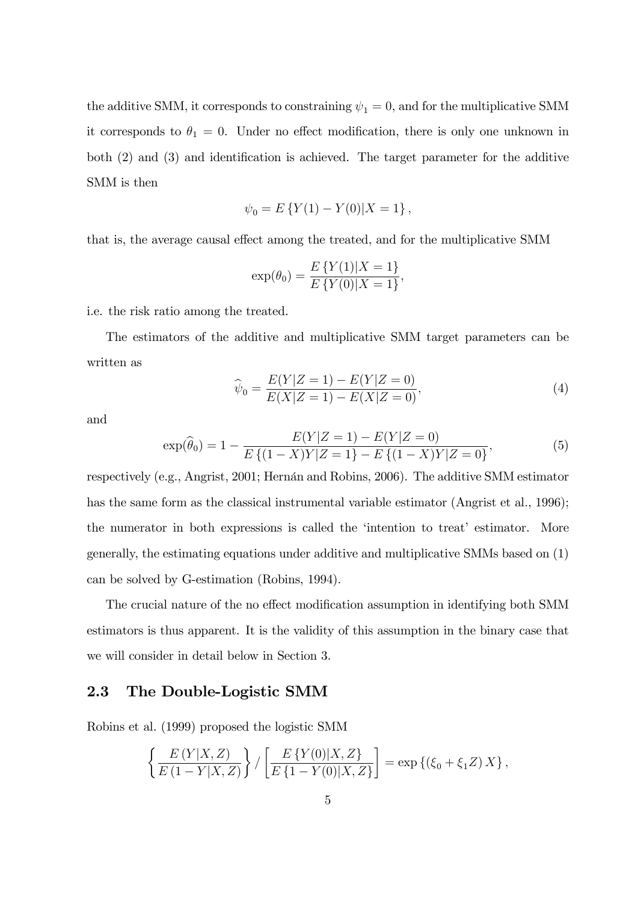the additive SMM, it corresponds to constraining $\psi_1 = 0$, and for the multiplicative SMM it corresponds to $\theta_1 = 0$. Under no effect modification, there is only one unknown in both (2) and (3) and identification is achieved. The target parameter for the additive SMM is then

$$\psi_0 = E\{Y(1) - Y(0)|X = 1\},$$

that is, the average causal effect among the treated, and for the multiplicative SMM

$$\exp(\theta_0) = \frac{E\{Y(1)|X = 1\}}{E\{Y(0)|X = 1\}},$$

i.e. the risk ratio among the treated.

The estimators of the additive and multiplicative SMM target parameters can be written as

$$\widehat{\psi}_0 = \frac{E(Y|Z = 1) - E(Y|Z = 0)}{E(X|Z = 1) - E(X|Z = 0)}, \tag{4}$$

and

$$\exp(\widehat{\theta}_0) = 1 - \frac{E(Y|Z = 1) - E(Y|Z = 0)}{E\{(1 - X)Y|Z = 1\} - E\{(1 - X)Y|Z = 0\}}, \tag{5}$$

respectively (e.g., Angrist, 2001; Hernán and Robins, 2006). The additive SMM estimator has the same form as the classical instrumental variable estimator (Angrist et al., 1996); the numerator in both expressions is called the 'intention to treat' estimator. More generally, the estimating equations under additive and multiplicative SMMs based on (1) can be solved by G-estimation (Robins, 1994).

The crucial nature of the no effect modification assumption in identifying both SMM estimators is thus apparent. It is the validity of this assumption in the binary case that we will consider in detail below in Section 3.

## 2.3 The Double-Logistic SMM

Robins et al. (1999) proposed the logistic SMM

$$\left\{\frac{E(Y|X, Z)}{E(1 - Y|X, Z)}\right\} / \left[\frac{E\{Y(0)|X, Z\}}{E\{1 - Y(0)|X, Z\}}\right] = \exp\{(\xi_0 + \xi_1 Z) X\},$$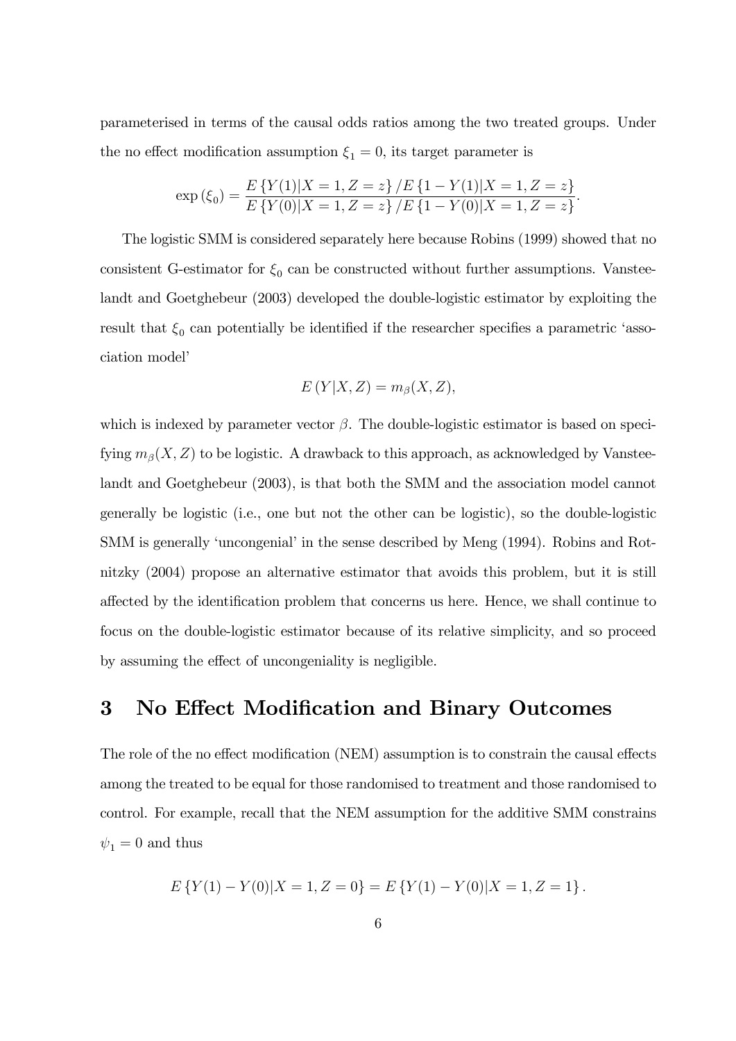parameterised in terms of the causal odds ratios among the two treated groups. Under the no effect modification assumption $\xi_1 = 0$, its target parameter is

$$\exp(\xi_0) = \frac{E\{Y(1)|X=1, Z=z\} / E\{1 - Y(1)|X=1, Z=z\}}{E\{Y(0)|X=1, Z=z\} / E\{1 - Y(0)|X=1, Z=z\}}.$$

The logistic SMM is considered separately here because Robins (1999) showed that no consistent G-estimator for $\xi_0$ can be constructed without further assumptions. Vansteelandt and Goetghebeur (2003) developed the double-logistic estimator by exploiting the result that $\xi_0$ can potentially be identified if the researcher specifies a parametric 'association model'

$$E(Y|X, Z) = m_\beta(X, Z),$$

which is indexed by parameter vector $\beta$. The double-logistic estimator is based on specifying $m_\beta(X, Z)$ to be logistic. A drawback to this approach, as acknowledged by Vansteelandt and Goetghebeur (2003), is that both the SMM and the association model cannot generally be logistic (i.e., one but not the other can be logistic), so the double-logistic SMM is generally 'uncongenial' in the sense described by Meng (1994). Robins and Rotnitzky (2004) propose an alternative estimator that avoids this problem, but it is still affected by the identification problem that concerns us here. Hence, we shall continue to focus on the double-logistic estimator because of its relative simplicity, and so proceed by assuming the effect of uncongeniality is negligible.

# 3 No Effect Modification and Binary Outcomes

The role of the no effect modification (NEM) assumption is to constrain the causal effects among the treated to be equal for those randomised to treatment and those randomised to control. For example, recall that the NEM assumption for the additive SMM constrains $\psi_1 = 0$ and thus

$$E\{Y(1) - Y(0)|X=1, Z=0\} = E\{Y(1) - Y(0)|X=1, Z=1\}.$$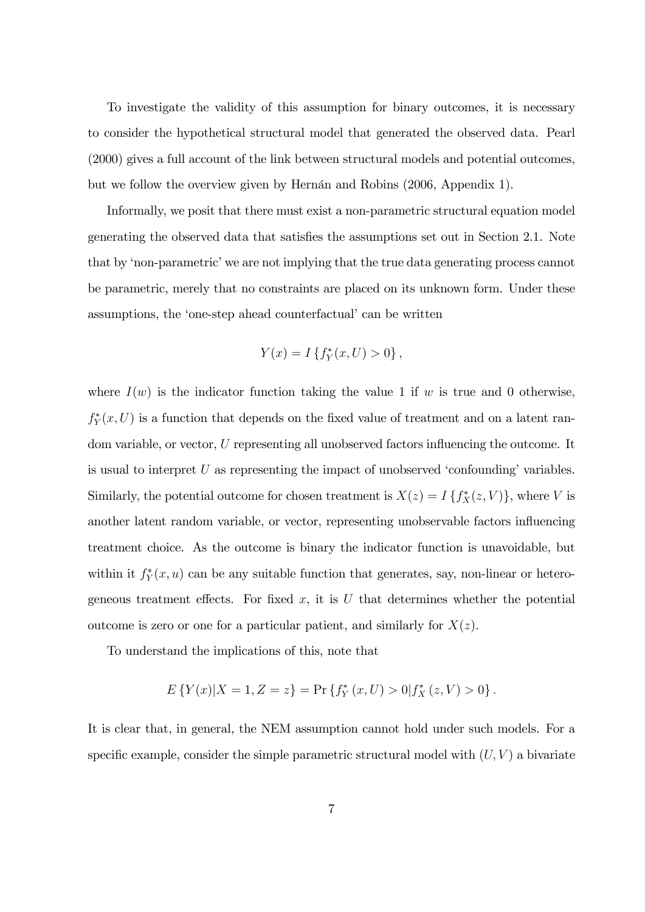To investigate the validity of this assumption for binary outcomes, it is necessary to consider the hypothetical structural model that generated the observed data. Pearl (2000) gives a full account of the link between structural models and potential outcomes, but we follow the overview given by Hernán and Robins (2006, Appendix 1).

Informally, we posit that there must exist a non-parametric structural equation model generating the observed data that satisfies the assumptions set out in Section 2.1. Note that by 'non-parametric' we are not implying that the true data generating process cannot be parametric, merely that no constraints are placed on its unknown form. Under these assumptions, the 'one-step ahead counterfactual' can be written

$$Y(x) = I\left\{f_Y^*(x, U) > 0\right\},$$

where $I(w)$ is the indicator function taking the value 1 if $w$ is true and 0 otherwise, $f_Y^*(x, U)$ is a function that depends on the fixed value of treatment and on a latent random variable, or vector, $U$ representing all unobserved factors influencing the outcome. It is usual to interpret $U$ as representing the impact of unobserved 'confounding' variables. Similarly, the potential outcome for chosen treatment is $X(z) = I\left\{f_X^*(z, V)\right\}$, where $V$ is another latent random variable, or vector, representing unobservable factors influencing treatment choice. As the outcome is binary the indicator function is unavoidable, but within it $f_Y^*(x, u)$ can be any suitable function that generates, say, non-linear or heterogeneous treatment effects. For fixed $x$, it is $U$ that determines whether the potential outcome is zero or one for a particular patient, and similarly for $X(z)$.

To understand the implications of this, note that

$$E\left\{Y(x)|X = 1, Z = z\right\} = \Pr\left\{f_Y^*\left(x, U\right) > 0 | f_X^*\left(z, V\right) > 0\right\}.$$

It is clear that, in general, the NEM assumption cannot hold under such models. For a specific example, consider the simple parametric structural model with $(U, V)$ a bivariate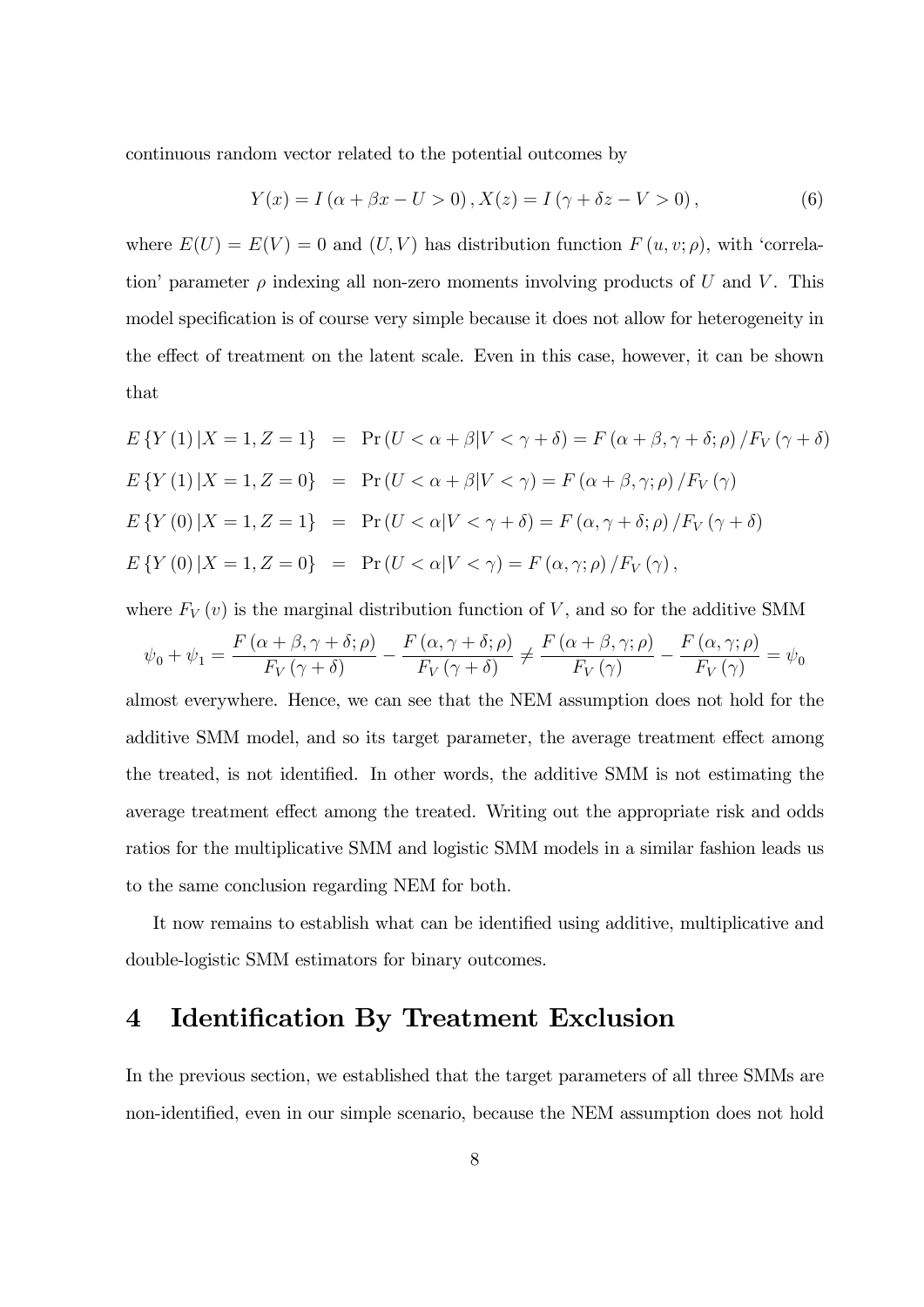continuous random vector related to the potential outcomes by

$$Y(x) = I(\alpha + \beta x - U > 0), X(z) = I(\gamma + \delta z - V > 0), \tag{6}$$

where $E(U) = E(V) = 0$ and $(U, V)$ has distribution function $F(u, v; \rho)$, with 'correlation' parameter $\rho$ indexing all non-zero moments involving products of $U$ and $V$. This model specification is of course very simple because it does not allow for heterogeneity in the effect of treatment on the latent scale. Even in this case, however, it can be shown that

$$\begin{aligned}
E\{Y(1)|X=1, Z=1\} &= \Pr(U < \alpha + \beta | V < \gamma + \delta) = F(\alpha + \beta, \gamma + \delta; \rho) / F_V(\gamma + \delta) \\
E\{Y(1)|X=1, Z=0\} &= \Pr(U < \alpha + \beta | V < \gamma) = F(\alpha + \beta, \gamma; \rho) / F_V(\gamma) \\
E\{Y(0)|X=1, Z=1\} &= \Pr(U < \alpha | V < \gamma + \delta) = F(\alpha, \gamma + \delta; \rho) / F_V(\gamma + \delta) \\
E\{Y(0)|X=1, Z=0\} &= \Pr(U < \alpha | V < \gamma) = F(\alpha, \gamma; \rho) / F_V(\gamma),
\end{aligned}$$

where $F_V(v)$ is the marginal distribution function of $V$, and so for the additive SMM

$$\psi_0 + \psi_1 = \frac{F(\alpha + \beta, \gamma + \delta; \rho)}{F_V(\gamma + \delta)} - \frac{F(\alpha, \gamma + \delta; \rho)}{F_V(\gamma + \delta)} \neq \frac{F(\alpha + \beta, \gamma; \rho)}{F_V(\gamma)} - \frac{F(\alpha, \gamma; \rho)}{F_V(\gamma)} = \psi_0$$

almost everywhere. Hence, we can see that the NEM assumption does not hold for the additive SMM model, and so its target parameter, the average treatment effect among the treated, is not identified. In other words, the additive SMM is not estimating the average treatment effect among the treated. Writing out the appropriate risk and odds ratios for the multiplicative SMM and logistic SMM models in a similar fashion leads us to the same conclusion regarding NEM for both.

It now remains to establish what can be identified using additive, multiplicative and double-logistic SMM estimators for binary outcomes.

# 4 Identification By Treatment Exclusion

In the previous section, we established that the target parameters of all three SMMs are non-identified, even in our simple scenario, because the NEM assumption does not hold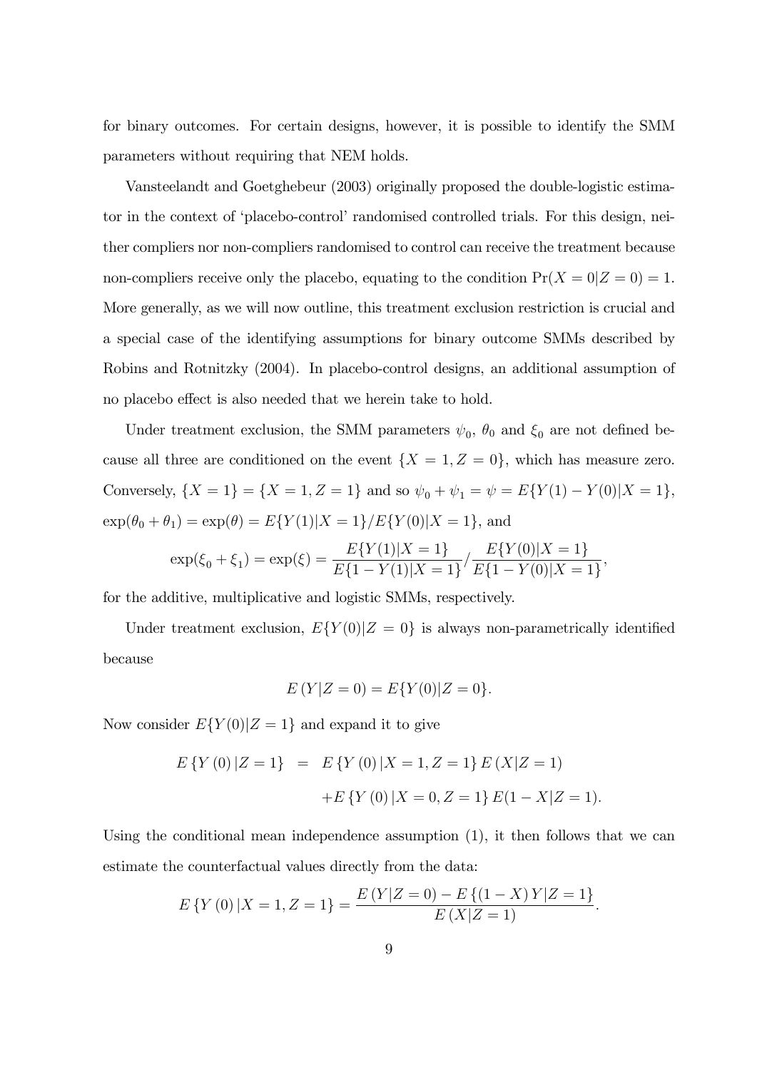for binary outcomes. For certain designs, however, it is possible to identify the SMM parameters without requiring that NEM holds.

Vansteelandt and Goetghebeur (2003) originally proposed the double-logistic estimator in the context of 'placebo-control' randomised controlled trials. For this design, neither compliers nor non-compliers randomised to control can receive the treatment because non-compliers receive only the placebo, equating to the condition $\Pr(X = 0|Z = 0) = 1$. More generally, as we will now outline, this treatment exclusion restriction is crucial and a special case of the identifying assumptions for binary outcome SMMs described by Robins and Rotnitzky (2004). In placebo-control designs, an additional assumption of no placebo effect is also needed that we herein take to hold.

Under treatment exclusion, the SMM parameters $\psi_0$, $\theta_0$ and $\xi_0$ are not defined because all three are conditioned on the event $\{X = 1, Z = 0\}$, which has measure zero. Conversely, $\{X = 1\} = \{X = 1, Z = 1\}$ and so $\psi_0 + \psi_1 = \psi = E\{Y(1) - Y(0)|X = 1\}$, $\exp(\theta_0 + \theta_1) = \exp(\theta) = E\{Y(1)|X = 1\}/E\{Y(0)|X = 1\}$, and

$$\exp(\xi_0 + \xi_1) = \exp(\xi) = \frac{E\{Y(1)|X = 1\}}{E\{1 - Y(1)|X = 1\}} / \frac{E\{Y(0)|X = 1\}}{E\{1 - Y(0)|X = 1\}},$$

for the additive, multiplicative and logistic SMMs, respectively.

Under treatment exclusion, $E\{Y(0)|Z = 0\}$ is always non-parametrically identified because

$$E(Y|Z = 0) = E\{Y(0)|Z = 0\}.$$

Now consider $E\{Y(0)|Z = 1\}$ and expand it to give

$$\begin{aligned} E\{Y(0)|Z = 1\} &= E\{Y(0)|X = 1, Z = 1\} E(X|Z = 1) \\ &\quad + E\{Y(0)|X = 0, Z = 1\} E(1 - X|Z = 1). \end{aligned}$$

Using the conditional mean independence assumption (1), it then follows that we can estimate the counterfactual values directly from the data:

$$E\{Y(0)|X = 1, Z = 1\} = \frac{E(Y|Z = 0) - E\{(1 - X)Y|Z = 1\}}{E(X|Z = 1)}.$$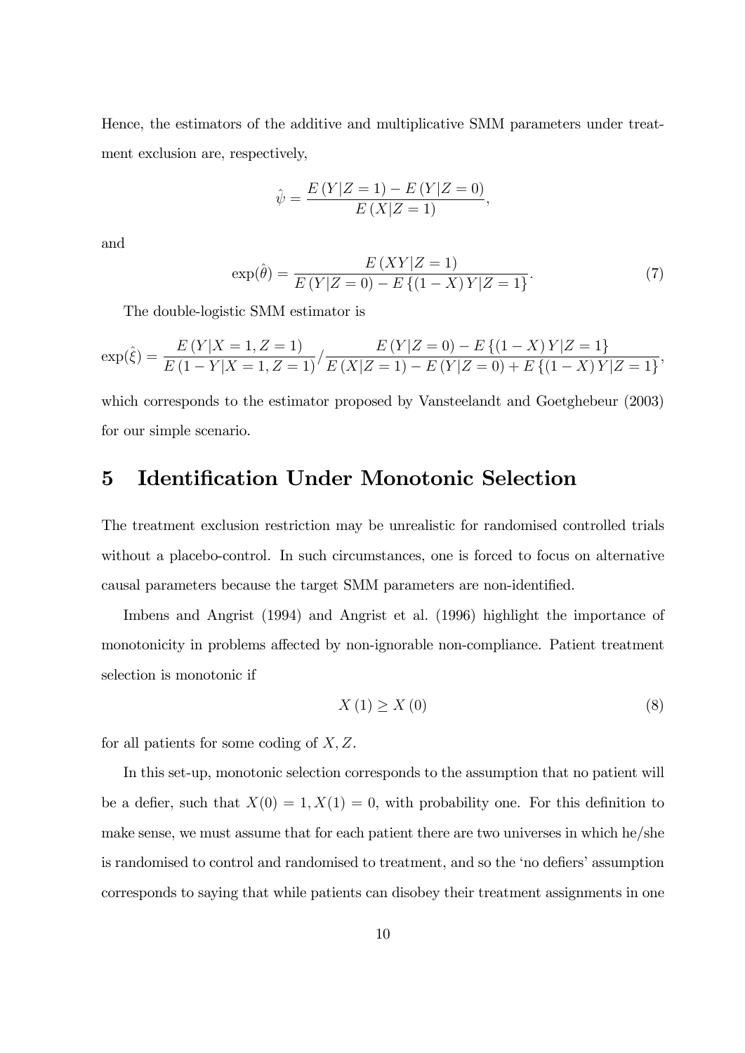Hence, the estimators of the additive and multiplicative SMM parameters under treatment exclusion are, respectively,

$$\hat{\psi} = \frac{E\left(Y|Z=1\right) - E\left(Y|Z=0\right)}{E\left(X|Z=1\right)},$$

and

$$\exp(\hat{\theta}) = \frac{E\left(XY|Z=1\right)}{E\left(Y|Z=0\right) - E\left\{\left(1-X\right)Y|Z=1\right\}}. \tag{7}$$

The double-logistic SMM estimator is

$$\exp(\hat{\xi}) = \frac{E\left(Y|X=1,Z=1\right)}{E\left(1-Y|X=1,Z=1\right)} \Big/ \frac{E\left(Y|Z=0\right) - E\left\{\left(1-X\right)Y|Z=1\right\}}{E\left(X|Z=1\right) - E\left(Y|Z=0\right) + E\left\{\left(1-X\right)Y|Z=1\right\}},$$

which corresponds to the estimator proposed by Vansteelandt and Goetghebeur (2003) for our simple scenario.

# 5 Identification Under Monotonic Selection

The treatment exclusion restriction may be unrealistic for randomised controlled trials without a placebo-control. In such circumstances, one is forced to focus on alternative causal parameters because the target SMM parameters are non-identified.

Imbens and Angrist (1994) and Angrist et al. (1996) highlight the importance of monotonicity in problems affected by non-ignorable non-compliance. Patient treatment selection is monotonic if

$$X\left(1\right) \geq X\left(0\right) \tag{8}$$

for all patients for some coding of $X, Z$.

In this set-up, monotonic selection corresponds to the assumption that no patient will be a defier, such that $X(0) = 1, X(1) = 0$, with probability one. For this definition to make sense, we must assume that for each patient there are two universes in which he/she is randomised to control and randomised to treatment, and so the 'no defiers' assumption corresponds to saying that while patients can disobey their treatment assignments in one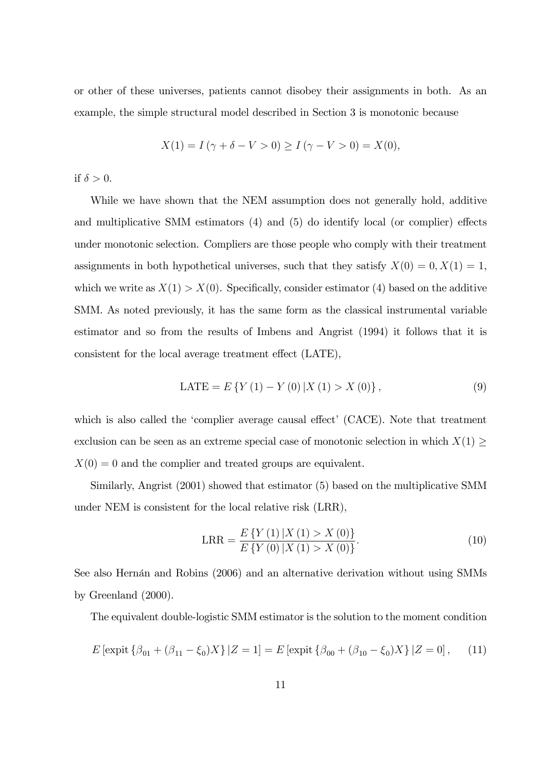or other of these universes, patients cannot disobey their assignments in both. As an example, the simple structural model described in Section 3 is monotonic because

$$X(1) = I(\gamma + \delta - V > 0) \geq I(\gamma - V > 0) = X(0),$$

if $\delta > 0$.

While we have shown that the NEM assumption does not generally hold, additive and multiplicative SMM estimators (4) and (5) do identify local (or complier) effects under monotonic selection. Compliers are those people who comply with their treatment assignments in both hypothetical universes, such that they satisfy $X(0) = 0, X(1) = 1$, which we write as $X(1) > X(0)$. Specifically, consider estimator (4) based on the additive SMM. As noted previously, it has the same form as the classical instrumental variable estimator and so from the results of Imbens and Angrist (1994) it follows that it is consistent for the local average treatment effect (LATE),

$$\text{LATE} = E\{Y(1) - Y(0) | X(1) > X(0)\}, \tag{9}$$

which is also called the 'complier average causal effect' (CACE). Note that treatment exclusion can be seen as an extreme special case of monotonic selection in which $X(1) \geq X(0) = 0$ and the complier and treated groups are equivalent.

Similarly, Angrist (2001) showed that estimator (5) based on the multiplicative SMM under NEM is consistent for the local relative risk (LRR),

$$\text{LRR} = \frac{E\{Y(1) | X(1) > X(0)\}}{E\{Y(0) | X(1) > X(0)\}}. \tag{10}$$

See also Hernán and Robins (2006) and an alternative derivation without using SMMs by Greenland (2000).

The equivalent double-logistic SMM estimator is the solution to the moment condition

$$E[\text{expit}\{\beta_{01} + (\beta_{11} - \xi_0)X\} | Z = 1] = E[\text{expit}\{\beta_{00} + (\beta_{10} - \xi_0)X\} | Z = 0], \tag{11}$$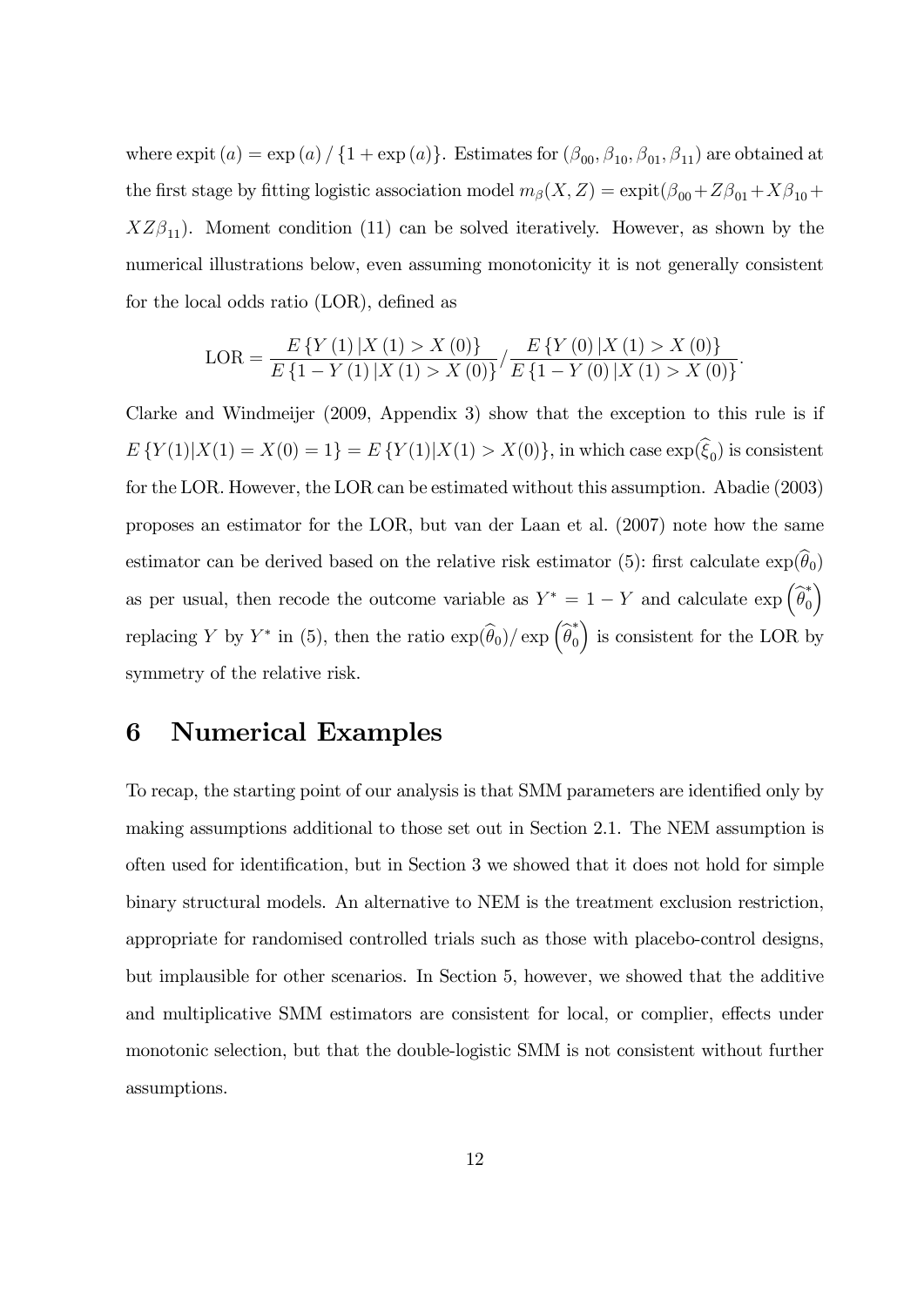where $\text{expit}(a) = \exp(a) / \{1 + \exp(a)\}$. Estimates for $(\beta_{00}, \beta_{10}, \beta_{01}, \beta_{11})$ are obtained at the first stage by fitting logistic association model $m_\beta(X, Z) = \text{expit}(\beta_{00} + Z\beta_{01} + X\beta_{10} + XZ\beta_{11})$. Moment condition (11) can be solved iteratively. However, as shown by the numerical illustrations below, even assuming monotonicity it is not generally consistent for the local odds ratio (LOR), defined as

$$\text{LOR} = \frac{E\{Y(1)|X(1) > X(0)\}}{E\{1 - Y(1)|X(1) > X(0)\}} \Big/ \frac{E\{Y(0)|X(1) > X(0)\}}{E\{1 - Y(0)|X(1) > X(0)\}}.$$

Clarke and Windmeijer (2009, Appendix 3) show that the exception to this rule is if $E\{Y(1)|X(1) = X(0) = 1\} = E\{Y(1)|X(1) > X(0)\}$, in which case $\exp(\widehat{\xi}_0)$ is consistent for the LOR. However, the LOR can be estimated without this assumption. Abadie (2003) proposes an estimator for the LOR, but van der Laan et al. (2007) note how the same estimator can be derived based on the relative risk estimator (5): first calculate $\exp(\widehat{\theta}_0)$ as per usual, then recode the outcome variable as $Y^* = 1 - Y$ and calculate $\exp\left(\widehat{\theta}_0^*\right)$ replacing $Y$ by $Y^*$ in (5), then the ratio $\exp(\widehat{\theta}_0)/\exp\left(\widehat{\theta}_0^*\right)$ is consistent for the LOR by symmetry of the relative risk.

# 6 Numerical Examples

To recap, the starting point of our analysis is that SMM parameters are identified only by making assumptions additional to those set out in Section 2.1. The NEM assumption is often used for identification, but in Section 3 we showed that it does not hold for simple binary structural models. An alternative to NEM is the treatment exclusion restriction, appropriate for randomised controlled trials such as those with placebo-control designs, but implausible for other scenarios. In Section 5, however, we showed that the additive and multiplicative SMM estimators are consistent for local, or complier, effects under monotonic selection, but that the double-logistic SMM is not consistent without further assumptions.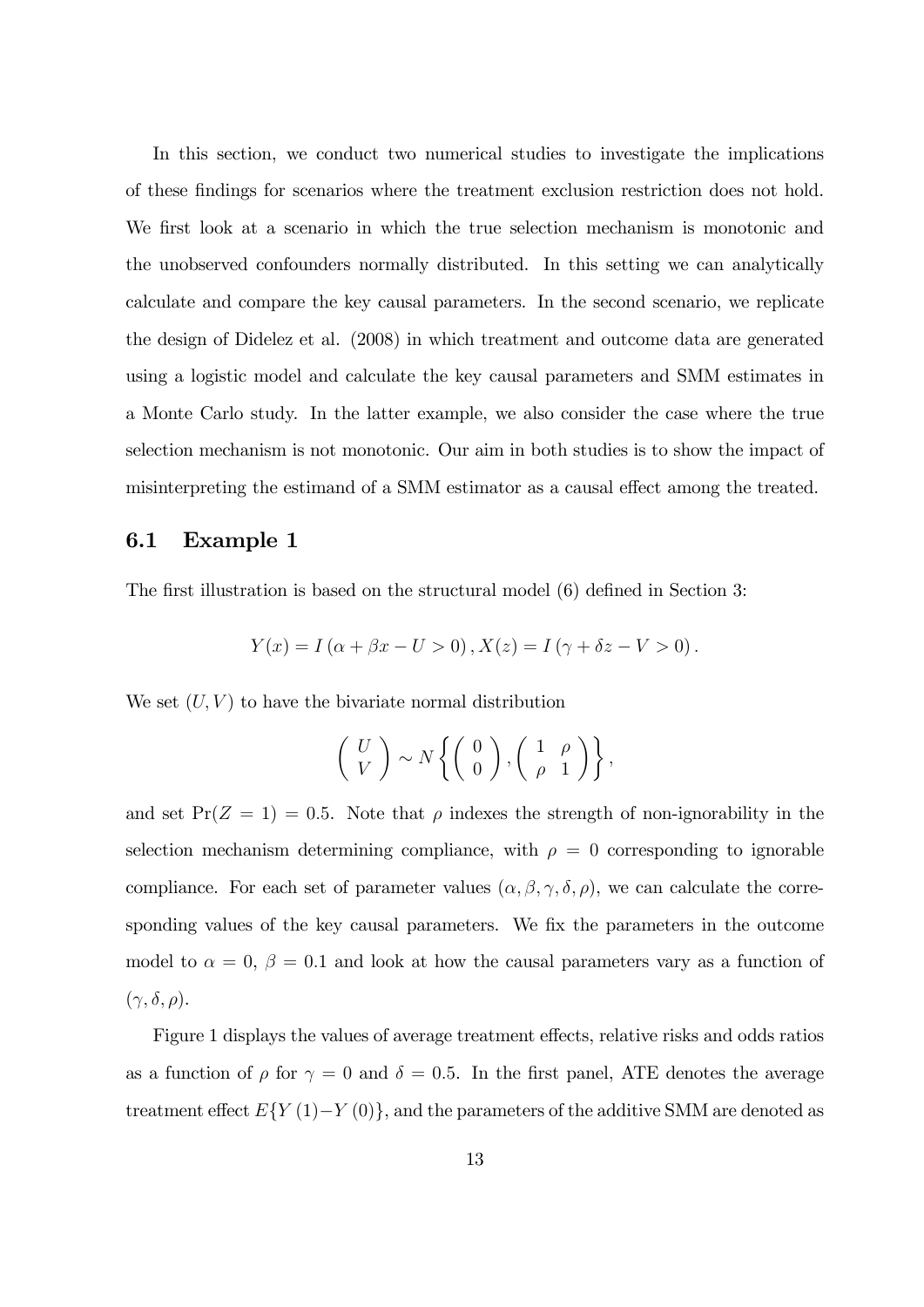In this section, we conduct two numerical studies to investigate the implications of these findings for scenarios where the treatment exclusion restriction does not hold. We first look at a scenario in which the true selection mechanism is monotonic and the unobserved confounders normally distributed. In this setting we can analytically calculate and compare the key causal parameters. In the second scenario, we replicate the design of Didelez et al. (2008) in which treatment and outcome data are generated using a logistic model and calculate the key causal parameters and SMM estimates in a Monte Carlo study. In the latter example, we also consider the case where the true selection mechanism is not monotonic. Our aim in both studies is to show the impact of misinterpreting the estimand of a SMM estimator as a causal effect among the treated.

## 6.1 Example 1

The first illustration is based on the structural model (6) defined in Section 3:

$$Y(x) = I(\alpha + \beta x - U > 0), X(z) = I(\gamma + \delta z - V > 0).$$

We set $(U, V)$ to have the bivariate normal distribution

$$\begin{pmatrix} U \\ V \end{pmatrix} \sim N\left\{ \begin{pmatrix} 0 \\ 0 \end{pmatrix}, \begin{pmatrix} 1 & \rho \\ \rho & 1 \end{pmatrix} \right\},$$

and set $\Pr(Z = 1) = 0.5$. Note that $\rho$ indexes the strength of non-ignorability in the selection mechanism determining compliance, with $\rho = 0$ corresponding to ignorable compliance. For each set of parameter values $(\alpha, \beta, \gamma, \delta, \rho)$, we can calculate the corresponding values of the key causal parameters. We fix the parameters in the outcome model to $\alpha = 0$, $\beta = 0.1$ and look at how the causal parameters vary as a function of $(\gamma, \delta, \rho)$.

Figure 1 displays the values of average treatment effects, relative risks and odds ratios as a function of $\rho$ for $\gamma = 0$ and $\delta = 0.5$. In the first panel, ATE denotes the average treatment effect $E\{Y(1) - Y(0)\}$, and the parameters of the additive SMM are denoted as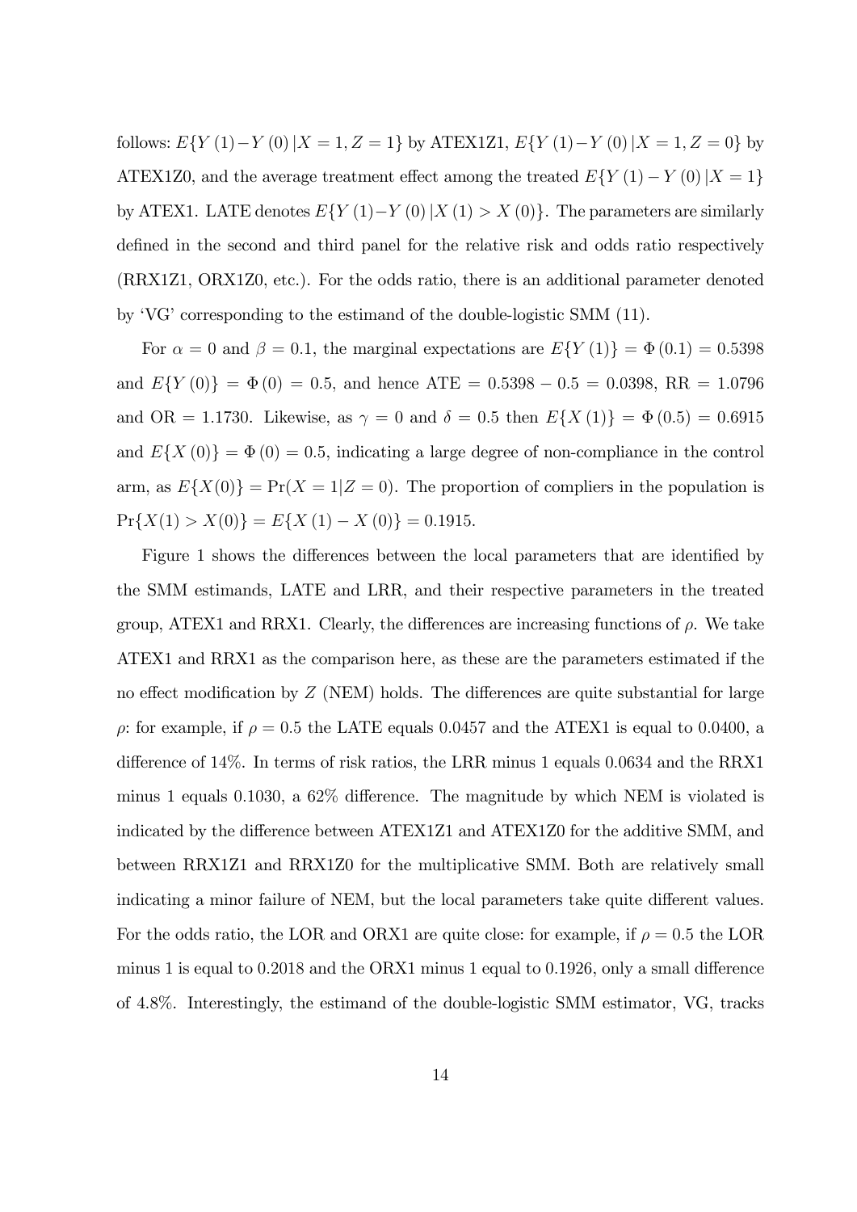follows: $E\{Y(1)-Y(0)|X=1,Z=1\}$ by ATEX1Z1, $E\{Y(1)-Y(0)|X=1,Z=0\}$ by ATEX1Z0, and the average treatment effect among the treated $E\{Y(1)-Y(0)|X=1\}$ by ATEX1. LATE denotes $E\{Y(1)-Y(0)|X(1)>X(0)\}$. The parameters are similarly defined in the second and third panel for the relative risk and odds ratio respectively (RRX1Z1, ORX1Z0, etc.). For the odds ratio, there is an additional parameter denoted by 'VG' corresponding to the estimand of the double-logistic SMM (11).

For $\alpha=0$ and $\beta=0.1$, the marginal expectations are $E\{Y(1)\}=\Phi(0.1)=0.5398$ and $E\{Y(0)\}=\Phi(0)=0.5$, and hence ATE $=0.5398-0.5=0.0398$, RR $=1.0796$ and OR $=1.1730$. Likewise, as $\gamma=0$ and $\delta=0.5$ then $E\{X(1)\}=\Phi(0.5)=0.6915$ and $E\{X(0)\}=\Phi(0)=0.5$, indicating a large degree of non-compliance in the control arm, as $E\{X(0)\}=\Pr(X=1|Z=0)$. The proportion of compliers in the population is $\Pr\{X(1)>X(0)\}=E\{X(1)-X(0)\}=0.1915$.

Figure 1 shows the differences between the local parameters that are identified by the SMM estimands, LATE and LRR, and their respective parameters in the treated group, ATEX1 and RRX1. Clearly, the differences are increasing functions of $\rho$. We take ATEX1 and RRX1 as the comparison here, as these are the parameters estimated if the no effect modification by $Z$ (NEM) holds. The differences are quite substantial for large $\rho$: for example, if $\rho=0.5$ the LATE equals 0.0457 and the ATEX1 is equal to 0.0400, a difference of 14%. In terms of risk ratios, the LRR minus 1 equals 0.0634 and the RRX1 minus 1 equals 0.1030, a 62% difference. The magnitude by which NEM is violated is indicated by the difference between ATEX1Z1 and ATEX1Z0 for the additive SMM, and between RRX1Z1 and RRX1Z0 for the multiplicative SMM. Both are relatively small indicating a minor failure of NEM, but the local parameters take quite different values. For the odds ratio, the LOR and ORX1 are quite close: for example, if $\rho=0.5$ the LOR minus 1 is equal to 0.2018 and the ORX1 minus 1 equal to 0.1926, only a small difference of 4.8%. Interestingly, the estimand of the double-logistic SMM estimator, VG, tracks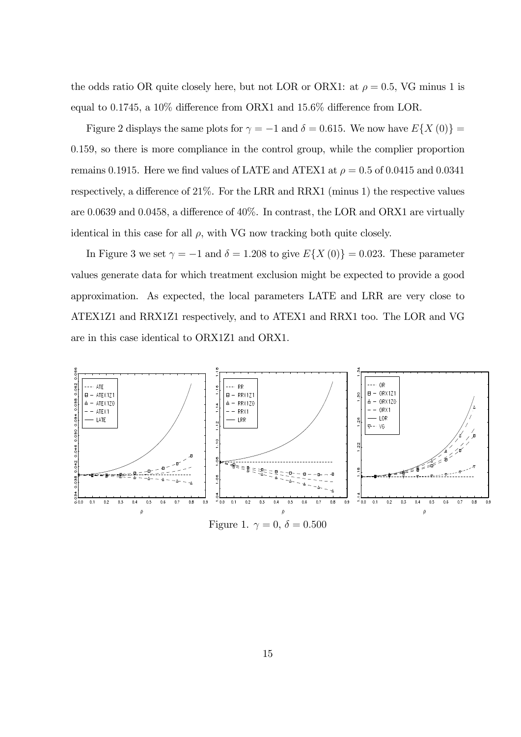the odds ratio OR quite closely here, but not LOR or ORX1: at $\rho = 0.5$, VG minus 1 is equal to 0.1745, a 10% difference from ORX1 and 15.6% difference from LOR.

Figure 2 displays the same plots for $\gamma = -1$ and $\delta = 0.615$. We now have $E\{X(0)\} = 0.159$, so there is more compliance in the control group, while the complier proportion remains 0.1915. Here we find values of LATE and ATEX1 at $\rho = 0.5$ of 0.0415 and 0.0341 respectively, a difference of 21%. For the LRR and RRX1 (minus 1) the respective values are 0.0639 and 0.0458, a difference of 40%. In contrast, the LOR and ORX1 are virtually identical in this case for all $\rho$, with VG now tracking both quite closely.

In Figure 3 we set $\gamma = -1$ and $\delta = 1.208$ to give $E\{X(0)\} = 0.023$. These parameter values generate data for which treatment exclusion might be expected to provide a good approximation. As expected, the local parameters LATE and LRR are very close to ATEX1Z1 and RRX1Z1 respectively, and to ATEX1 and RRX1 too. The LOR and VG are in this case identical to ORX1Z1 and ORX1.

Figure 1. $\gamma = 0$, $\delta = 0.500$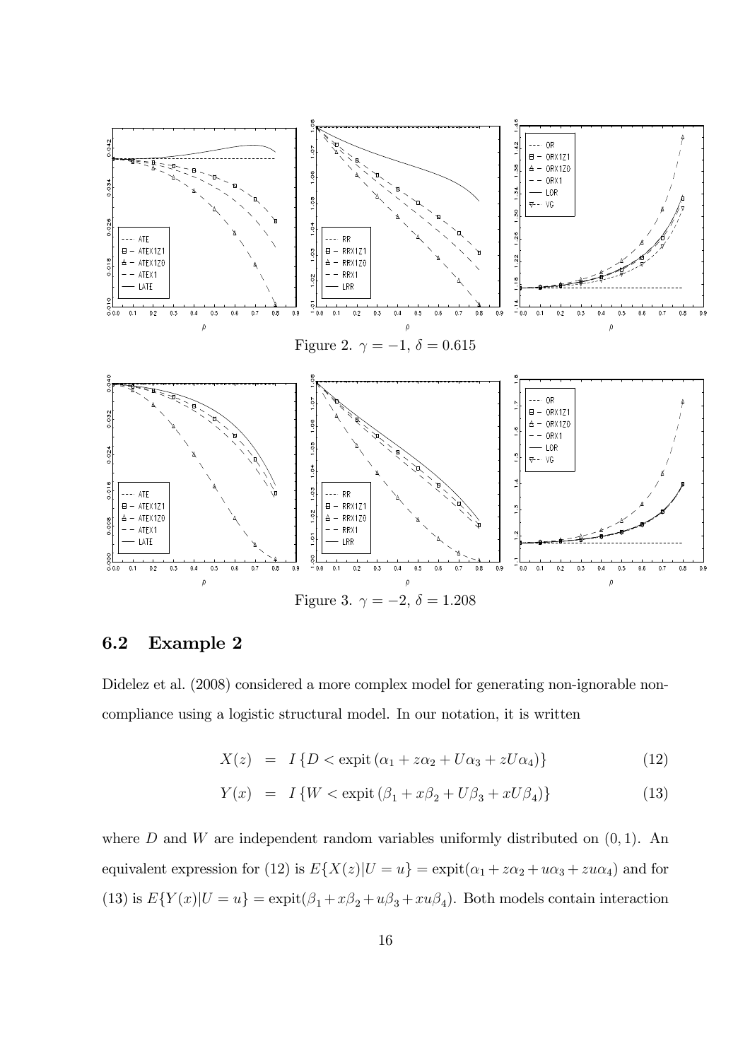Figure 2. $\gamma = -1$, $\delta = 0.615$

Figure 3. $\gamma = -2$, $\delta = 1.208$

## 6.2 Example 2

Didelez et al. (2008) considered a more complex model for generating non-ignorable non-compliance using a logistic structural model. In our notation, it is written

$$X(z) = I\{D < \text{expit}(\alpha_1 + z\alpha_2 + U\alpha_3 + zU\alpha_4)\} \tag{12}$$

$$Y(x) = I\{W < \text{expit}(\beta_1 + x\beta_2 + U\beta_3 + xU\beta_4)\} \tag{13}$$

where $D$ and $W$ are independent random variables uniformly distributed on $(0, 1)$. An equivalent expression for (12) is $E\{X(z)|U = u\} = \text{expit}(\alpha_1 + z\alpha_2 + u\alpha_3 + zu\alpha_4)$ and for (13) is $E\{Y(x)|U = u\} = \text{expit}(\beta_1 + x\beta_2 + u\beta_3 + xu\beta_4)$. Both models contain interaction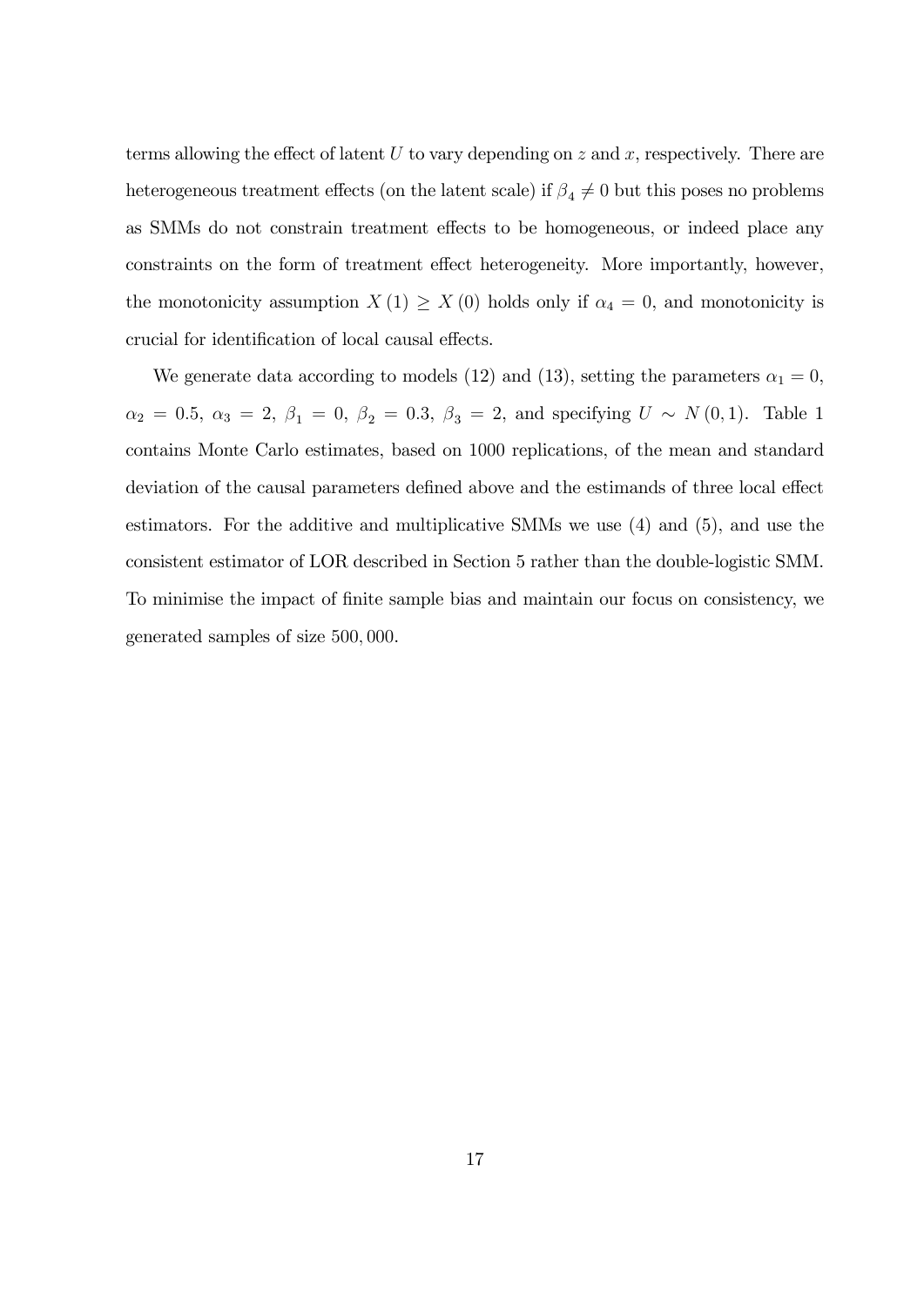terms allowing the effect of latent $U$ to vary depending on $z$ and $x$, respectively. There are heterogeneous treatment effects (on the latent scale) if $\beta_4 \neq 0$ but this poses no problems as SMMs do not constrain treatment effects to be homogeneous, or indeed place any constraints on the form of treatment effect heterogeneity. More importantly, however, the monotonicity assumption $X(1) \geq X(0)$ holds only if $\alpha_4 = 0$, and monotonicity is crucial for identification of local causal effects.

We generate data according to models (12) and (13), setting the parameters $\alpha_1 = 0$, $\alpha_2 = 0.5$, $\alpha_3 = 2$, $\beta_1 = 0$, $\beta_2 = 0.3$, $\beta_3 = 2$, and specifying $U \sim N(0,1)$. Table 1 contains Monte Carlo estimates, based on 1000 replications, of the mean and standard deviation of the causal parameters defined above and the estimands of three local effect estimators. For the additive and multiplicative SMMs we use (4) and (5), and use the consistent estimator of LOR described in Section 5 rather than the double-logistic SMM. To minimise the impact of finite sample bias and maintain our focus on consistency, we generated samples of size $500,000$.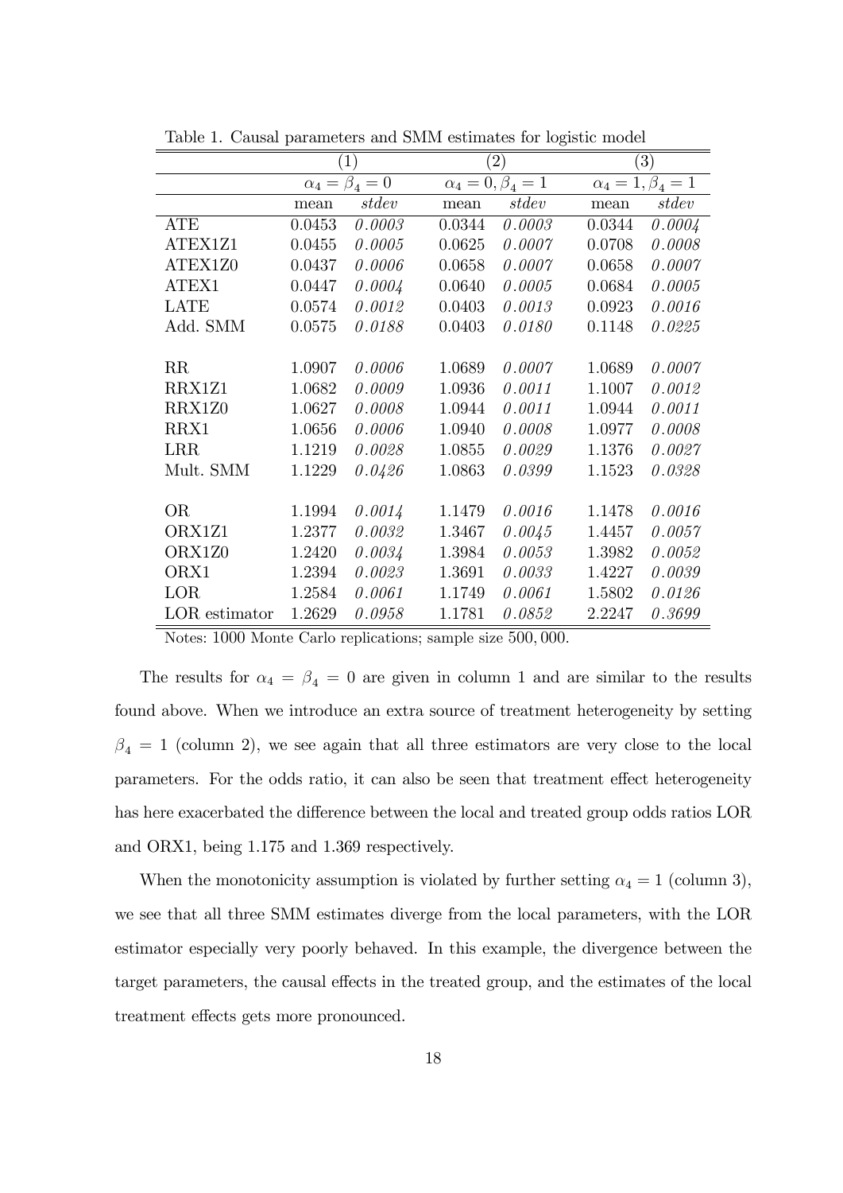Table 1. Causal parameters and SMM estimates for logistic model

| | (1) | | (2) | | (3) | |
|---|---|---|---|---|---|---|
| | $\alpha_4 = \beta_4 = 0$ | | $\alpha_4 = 0, \beta_4 = 1$ | | $\alpha_4 = 1, \beta_4 = 1$ | |
| | mean | *stdev* | mean | *stdev* | mean | *stdev* |
| ATE | 0.0453 | *0.0003* | 0.0344 | *0.0003* | 0.0344 | *0.0004* |
| ATEX1Z1 | 0.0455 | *0.0005* | 0.0625 | *0.0007* | 0.0708 | *0.0008* |
| ATEX1Z0 | 0.0437 | *0.0006* | 0.0658 | *0.0007* | 0.0658 | *0.0007* |
| ATEX1 | 0.0447 | *0.0004* | 0.0640 | *0.0005* | 0.0684 | *0.0005* |
| LATE | 0.0574 | *0.0012* | 0.0403 | *0.0013* | 0.0923 | *0.0016* |
| Add. SMM | 0.0575 | *0.0188* | 0.0403 | *0.0180* | 0.1148 | *0.0225* |
| | | | | | | |
| RR | 1.0907 | *0.0006* | 1.0689 | *0.0007* | 1.0689 | *0.0007* |
| RRX1Z1 | 1.0682 | *0.0009* | 1.0936 | *0.0011* | 1.1007 | *0.0012* |
| RRX1Z0 | 1.0627 | *0.0008* | 1.0944 | *0.0011* | 1.0944 | *0.0011* |
| RRX1 | 1.0656 | *0.0006* | 1.0940 | *0.0008* | 1.0977 | *0.0008* |
| LRR | 1.1219 | *0.0028* | 1.0855 | *0.0029* | 1.1376 | *0.0027* |
| Mult. SMM | 1.1229 | *0.0426* | 1.0863 | *0.0399* | 1.1523 | *0.0328* |
| | | | | | | |
| OR | 1.1994 | *0.0014* | 1.1479 | *0.0016* | 1.1478 | *0.0016* |
| ORX1Z1 | 1.2377 | *0.0032* | 1.3467 | *0.0045* | 1.4457 | *0.0057* |
| ORX1Z0 | 1.2420 | *0.0034* | 1.3984 | *0.0053* | 1.3982 | *0.0052* |
| ORX1 | 1.2394 | *0.0023* | 1.3691 | *0.0033* | 1.4227 | *0.0039* |
| LOR | 1.2584 | *0.0061* | 1.1749 | *0.0061* | 1.5802 | *0.0126* |
| LOR estimator | 1.2629 | *0.0958* | 1.1781 | *0.0852* | 2.2247 | *0.3699* |

Notes: 1000 Monte Carlo replications; sample size 500, 000.

The results for $\alpha_4 = \beta_4 = 0$ are given in column 1 and are similar to the results found above. When we introduce an extra source of treatment heterogeneity by setting $\beta_4 = 1$ (column 2), we see again that all three estimators are very close to the local parameters. For the odds ratio, it can also be seen that treatment effect heterogeneity has here exacerbated the difference between the local and treated group odds ratios LOR and ORX1, being 1.175 and 1.369 respectively.

When the monotonicity assumption is violated by further setting $\alpha_4 = 1$ (column 3), we see that all three SMM estimates diverge from the local parameters, with the LOR estimator especially very poorly behaved. In this example, the divergence between the target parameters, the causal effects in the treated group, and the estimates of the local treatment effects gets more pronounced.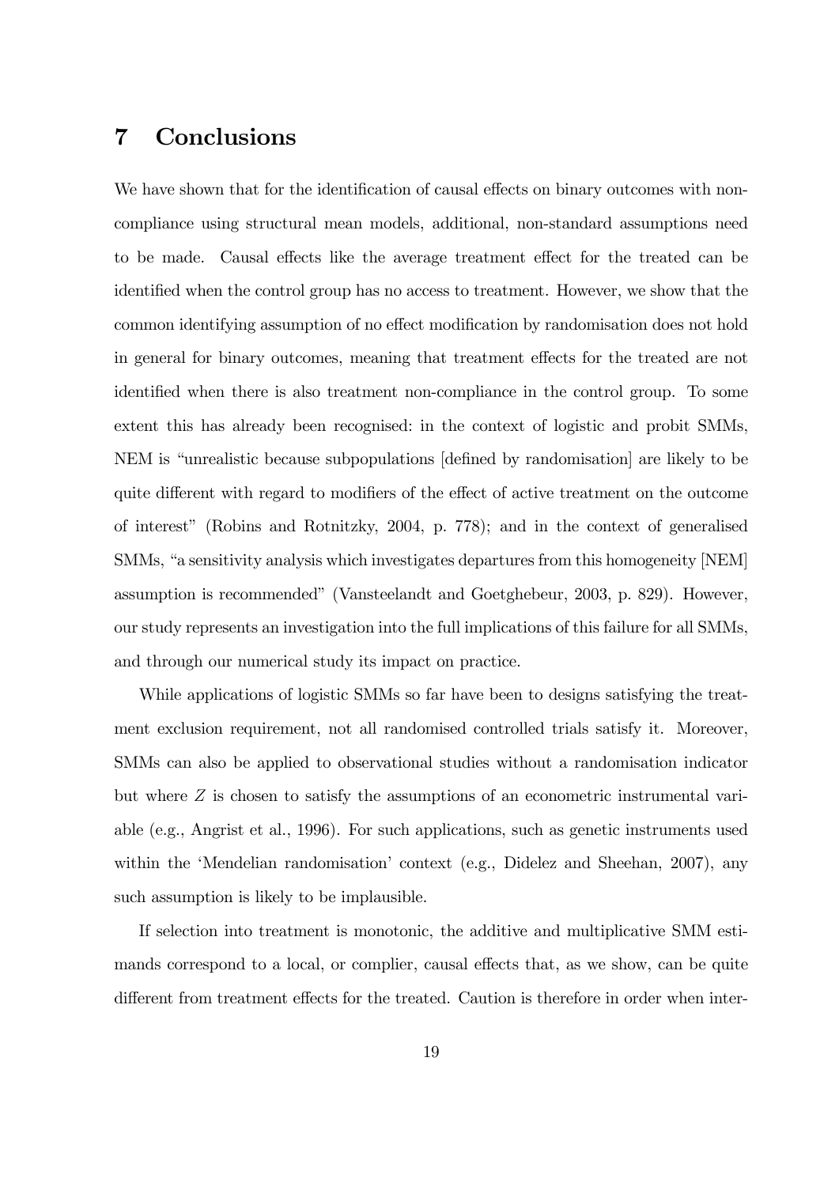# 7 Conclusions

We have shown that for the identification of causal effects on binary outcomes with non-compliance using structural mean models, additional, non-standard assumptions need to be made. Causal effects like the average treatment effect for the treated can be identified when the control group has no access to treatment. However, we show that the common identifying assumption of no effect modification by randomisation does not hold in general for binary outcomes, meaning that treatment effects for the treated are not identified when there is also treatment non-compliance in the control group. To some extent this has already been recognised: in the context of logistic and probit SMMs, NEM is "unrealistic because subpopulations [defined by randomisation] are likely to be quite different with regard to modifiers of the effect of active treatment on the outcome of interest" (Robins and Rotnitzky, 2004, p. 778); and in the context of generalised SMMs, "a sensitivity analysis which investigates departures from this homogeneity [NEM] assumption is recommended" (Vansteelandt and Goetghebeur, 2003, p. 829). However, our study represents an investigation into the full implications of this failure for all SMMs, and through our numerical study its impact on practice.

While applications of logistic SMMs so far have been to designs satisfying the treatment exclusion requirement, not all randomised controlled trials satisfy it. Moreover, SMMs can also be applied to observational studies without a randomisation indicator but where $Z$ is chosen to satisfy the assumptions of an econometric instrumental variable (e.g., Angrist et al., 1996). For such applications, such as genetic instruments used within the 'Mendelian randomisation' context (e.g., Didelez and Sheehan, 2007), any such assumption is likely to be implausible.

If selection into treatment is monotonic, the additive and multiplicative SMM estimands correspond to a local, or complier, causal effects that, as we show, can be quite different from treatment effects for the treated. Caution is therefore in order when inter-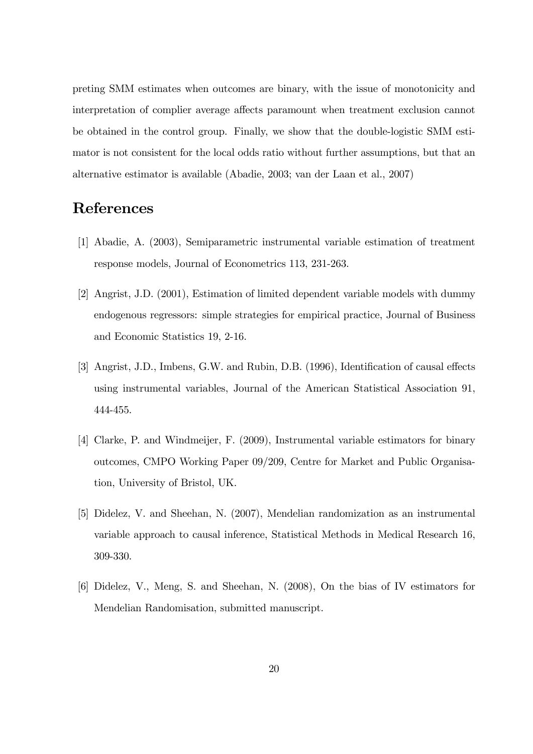preting SMM estimates when outcomes are binary, with the issue of monotonicity and interpretation of complier average affects paramount when treatment exclusion cannot be obtained in the control group. Finally, we show that the double-logistic SMM estimator is not consistent for the local odds ratio without further assumptions, but that an alternative estimator is available (Abadie, 2003; van der Laan et al., 2007)

# References

[1] Abadie, A. (2003), Semiparametric instrumental variable estimation of treatment response models, Journal of Econometrics 113, 231-263.

[2] Angrist, J.D. (2001), Estimation of limited dependent variable models with dummy endogenous regressors: simple strategies for empirical practice, Journal of Business and Economic Statistics 19, 2-16.

[3] Angrist, J.D., Imbens, G.W. and Rubin, D.B. (1996), Identification of causal effects using instrumental variables, Journal of the American Statistical Association 91, 444-455.

[4] Clarke, P. and Windmeijer, F. (2009), Instrumental variable estimators for binary outcomes, CMPO Working Paper 09/209, Centre for Market and Public Organisation, University of Bristol, UK.

[5] Didelez, V. and Sheehan, N. (2007), Mendelian randomization as an instrumental variable approach to causal inference, Statistical Methods in Medical Research 16, 309-330.

[6] Didelez, V., Meng, S. and Sheehan, N. (2008), On the bias of IV estimators for Mendelian Randomisation, submitted manuscript.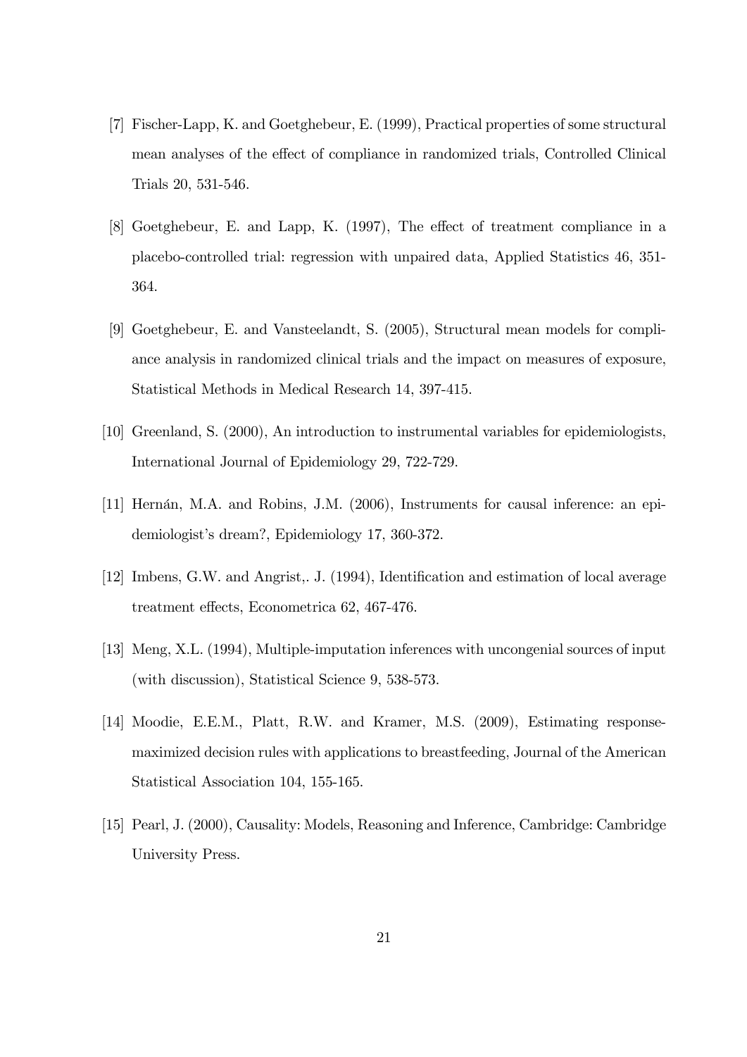[7] Fischer-Lapp, K. and Goetghebeur, E. (1999), Practical properties of some structural mean analyses of the effect of compliance in randomized trials, Controlled Clinical Trials 20, 531-546.

[8] Goetghebeur, E. and Lapp, K. (1997), The effect of treatment compliance in a placebo-controlled trial: regression with unpaired data, Applied Statistics 46, 351-364.

[9] Goetghebeur, E. and Vansteelandt, S. (2005), Structural mean models for compliance analysis in randomized clinical trials and the impact on measures of exposure, Statistical Methods in Medical Research 14, 397-415.

[10] Greenland, S. (2000), An introduction to instrumental variables for epidemiologists, International Journal of Epidemiology 29, 722-729.

[11] Hernán, M.A. and Robins, J.M. (2006), Instruments for causal inference: an epidemiologist's dream?, Epidemiology 17, 360-372.

[12] Imbens, G.W. and Angrist,. J. (1994), Identification and estimation of local average treatment effects, Econometrica 62, 467-476.

[13] Meng, X.L. (1994), Multiple-imputation inferences with uncongenial sources of input (with discussion), Statistical Science 9, 538-573.

[14] Moodie, E.E.M., Platt, R.W. and Kramer, M.S. (2009), Estimating response-maximized decision rules with applications to breastfeeding, Journal of the American Statistical Association 104, 155-165.

[15] Pearl, J. (2000), Causality: Models, Reasoning and Inference, Cambridge: Cambridge University Press.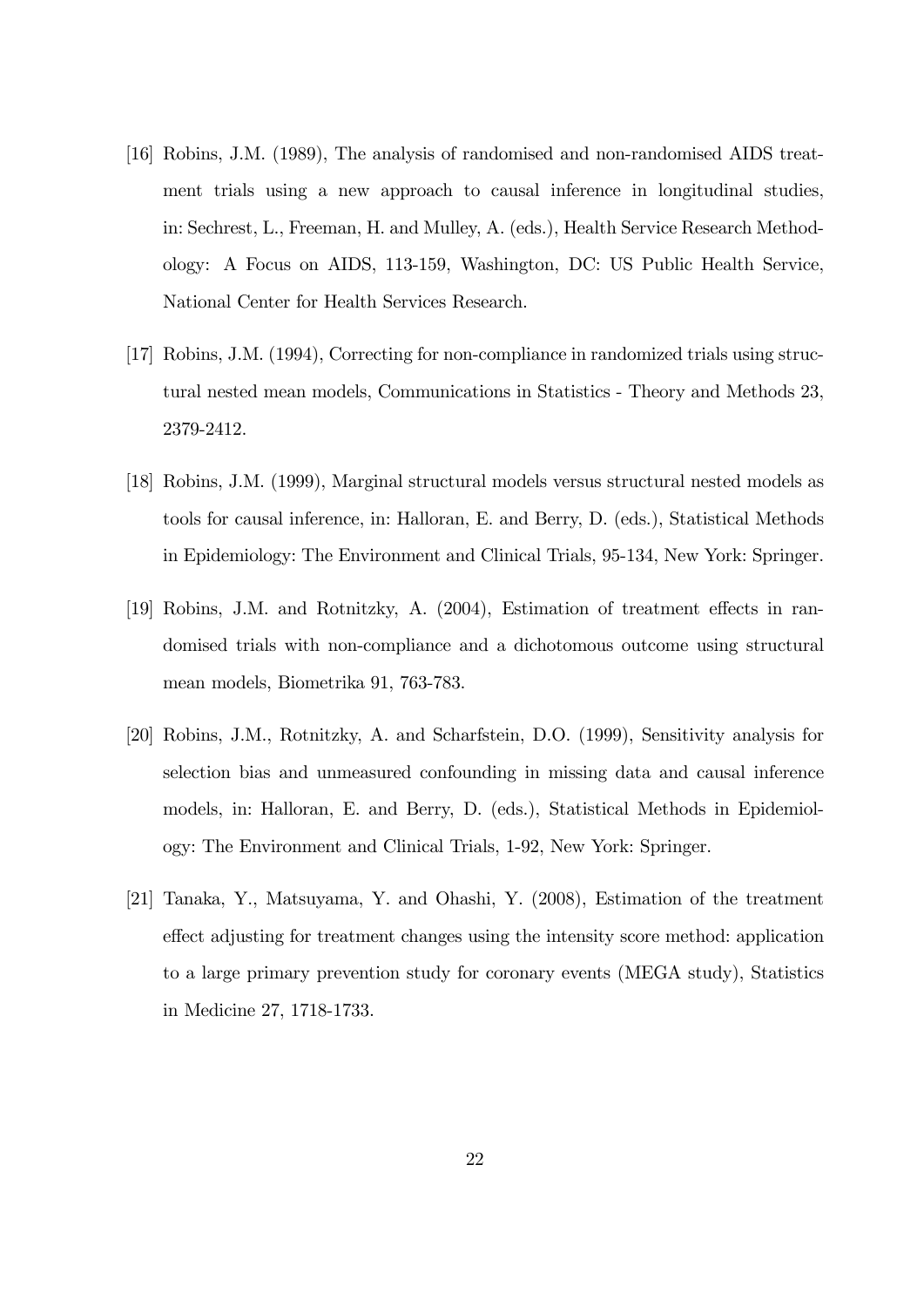[16] Robins, J.M. (1989), The analysis of randomised and non-randomised AIDS treatment trials using a new approach to causal inference in longitudinal studies, in: Sechrest, L., Freeman, H. and Mulley, A. (eds.), Health Service Research Methodology: A Focus on AIDS, 113-159, Washington, DC: US Public Health Service, National Center for Health Services Research.

[17] Robins, J.M. (1994), Correcting for non-compliance in randomized trials using structural nested mean models, Communications in Statistics - Theory and Methods 23, 2379-2412.

[18] Robins, J.M. (1999), Marginal structural models versus structural nested models as tools for causal inference, in: Halloran, E. and Berry, D. (eds.), Statistical Methods in Epidemiology: The Environment and Clinical Trials, 95-134, New York: Springer.

[19] Robins, J.M. and Rotnitzky, A. (2004), Estimation of treatment effects in randomised trials with non-compliance and a dichotomous outcome using structural mean models, Biometrika 91, 763-783.

[20] Robins, J.M., Rotnitzky, A. and Scharfstein, D.O. (1999), Sensitivity analysis for selection bias and unmeasured confounding in missing data and causal inference models, in: Halloran, E. and Berry, D. (eds.), Statistical Methods in Epidemiology: The Environment and Clinical Trials, 1-92, New York: Springer.

[21] Tanaka, Y., Matsuyama, Y. and Ohashi, Y. (2008), Estimation of the treatment effect adjusting for treatment changes using the intensity score method: application to a large primary prevention study for coronary events (MEGA study), Statistics in Medicine 27, 1718-1733.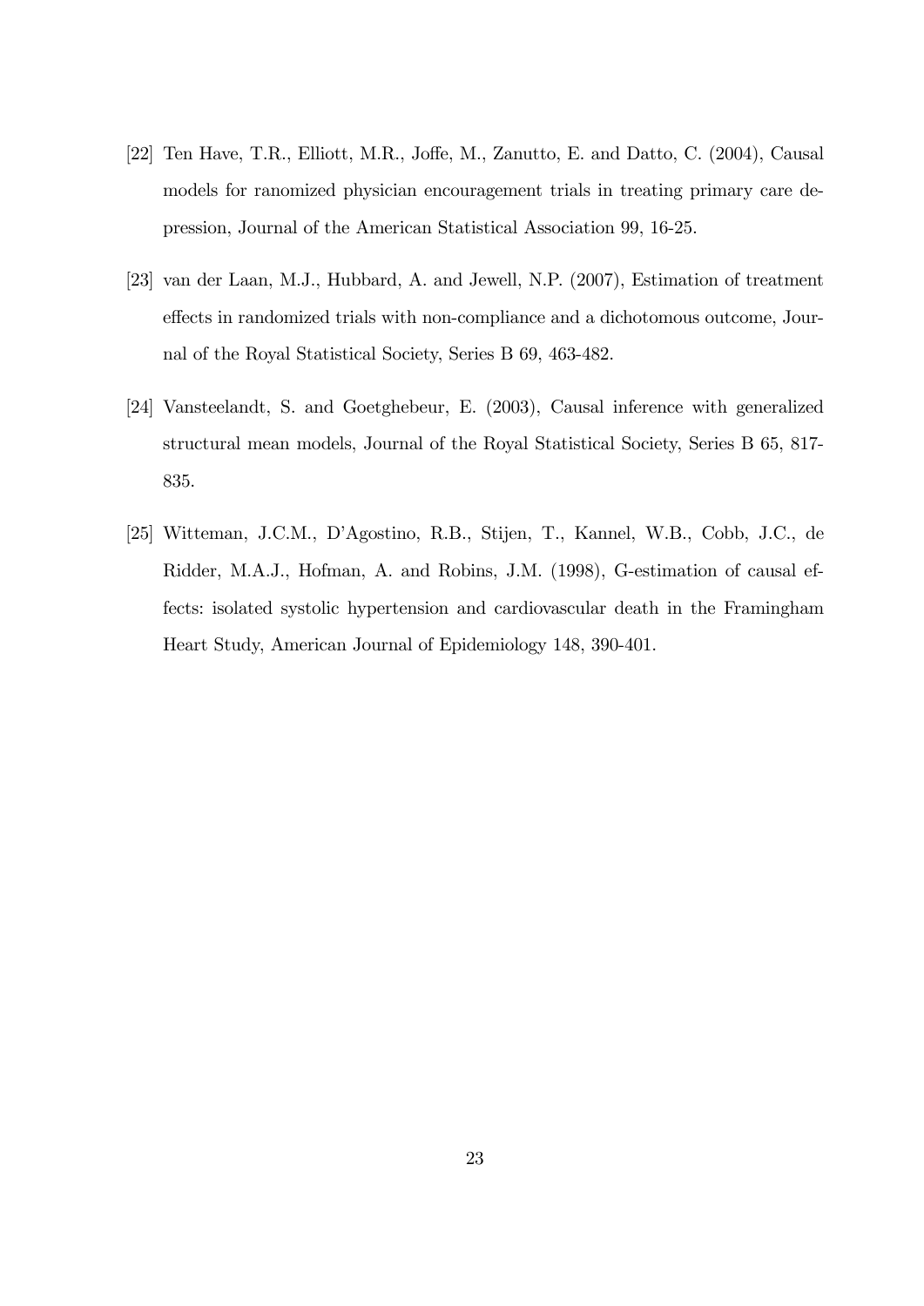[22] Ten Have, T.R., Elliott, M.R., Joffe, M., Zanutto, E. and Datto, C. (2004), Causal models for ranomized physician encouragement trials in treating primary care depression, Journal of the American Statistical Association 99, 16-25.

[23] van der Laan, M.J., Hubbard, A. and Jewell, N.P. (2007), Estimation of treatment effects in randomized trials with non-compliance and a dichotomous outcome, Journal of the Royal Statistical Society, Series B 69, 463-482.

[24] Vansteelandt, S. and Goetghebeur, E. (2003), Causal inference with generalized structural mean models, Journal of the Royal Statistical Society, Series B 65, 817-835.

[25] Witteman, J.C.M., D'Agostino, R.B., Stijen, T., Kannel, W.B., Cobb, J.C., de Ridder, M.A.J., Hofman, A. and Robins, J.M. (1998), G-estimation of causal effects: isolated systolic hypertension and cardiovascular death in the Framingham Heart Study, American Journal of Epidemiology 148, 390-401.